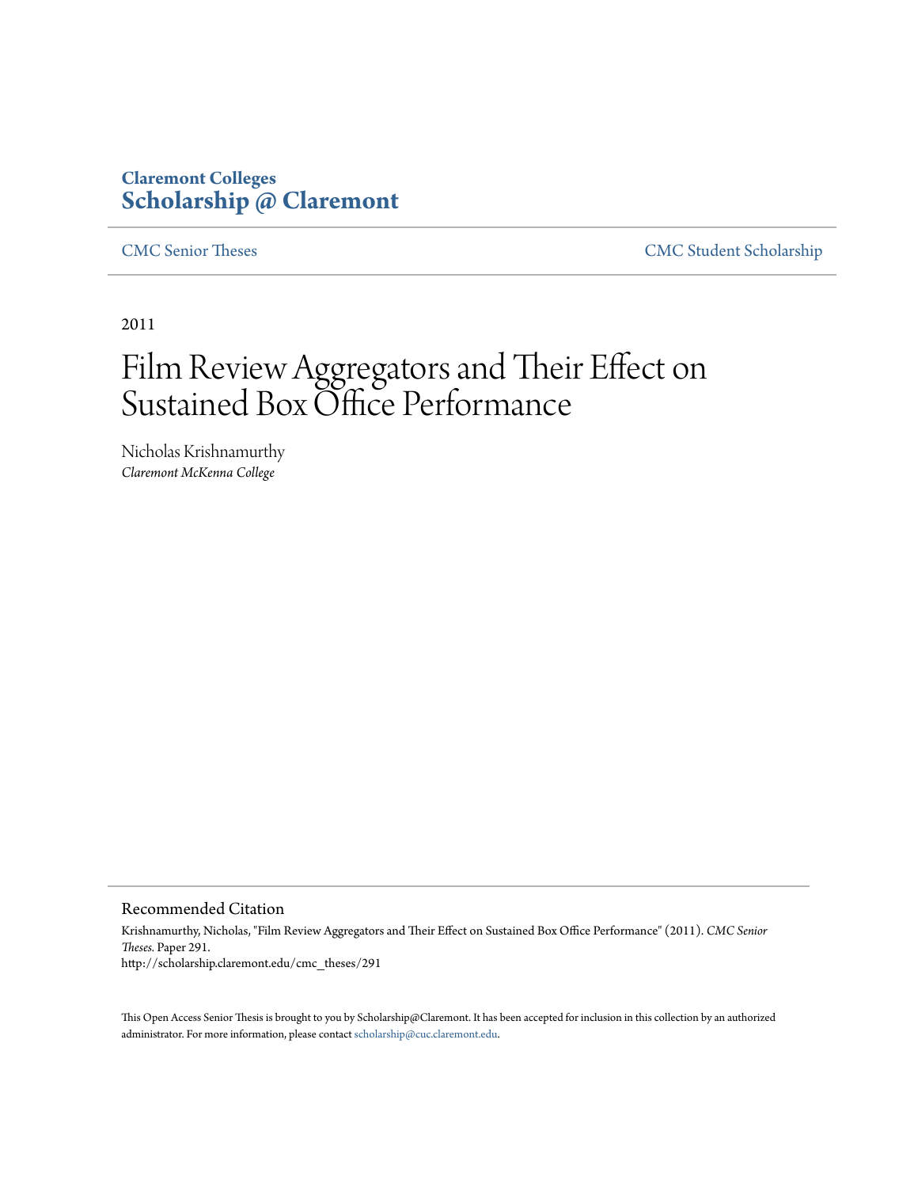**Claremont Colleges**
**Scholarship @ Claremont**

CMC Senior Theses | CMC Student Scholarship

2011

# Film Review Aggregators and Their Effect on Sustained Box Office Performance

Nicholas Krishnamurthy
*Claremont McKenna College*

## Recommended Citation

Krishnamurthy, Nicholas, "Film Review Aggregators and Their Effect on Sustained Box Office Performance" (2011). *CMC Senior Theses.* Paper 291.
http://scholarship.claremont.edu/cmc_theses/291

This Open Access Senior Thesis is brought to you by Scholarship@Claremont. It has been accepted for inclusion in this collection by an authorized administrator. For more information, please contact scholarship@cuc.claremont.edu.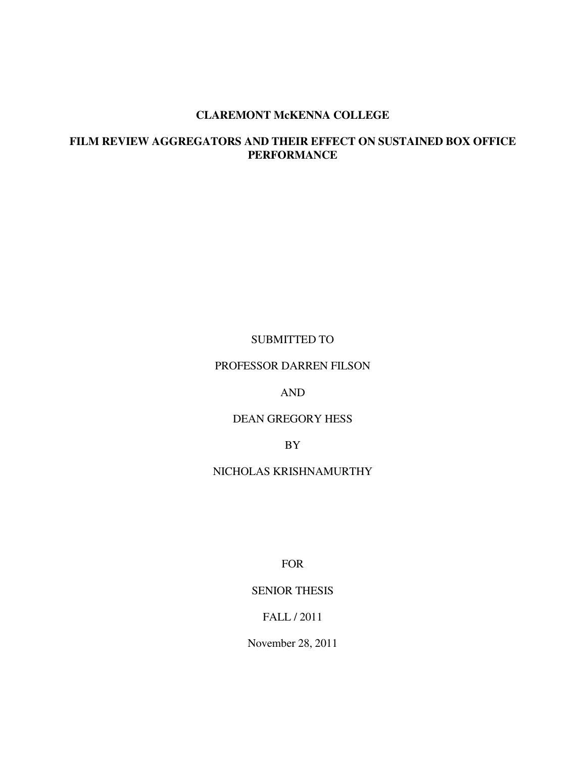**CLAREMONT McKENNA COLLEGE**

# FILM REVIEW AGGREGATORS AND THEIR EFFECT ON SUSTAINED BOX OFFICE PERFORMANCE

SUBMITTED TO

PROFESSOR DARREN FILSON

AND

DEAN GREGORY HESS

BY

NICHOLAS KRISHNAMURTHY

FOR

SENIOR THESIS

FALL / 2011

November 28, 2011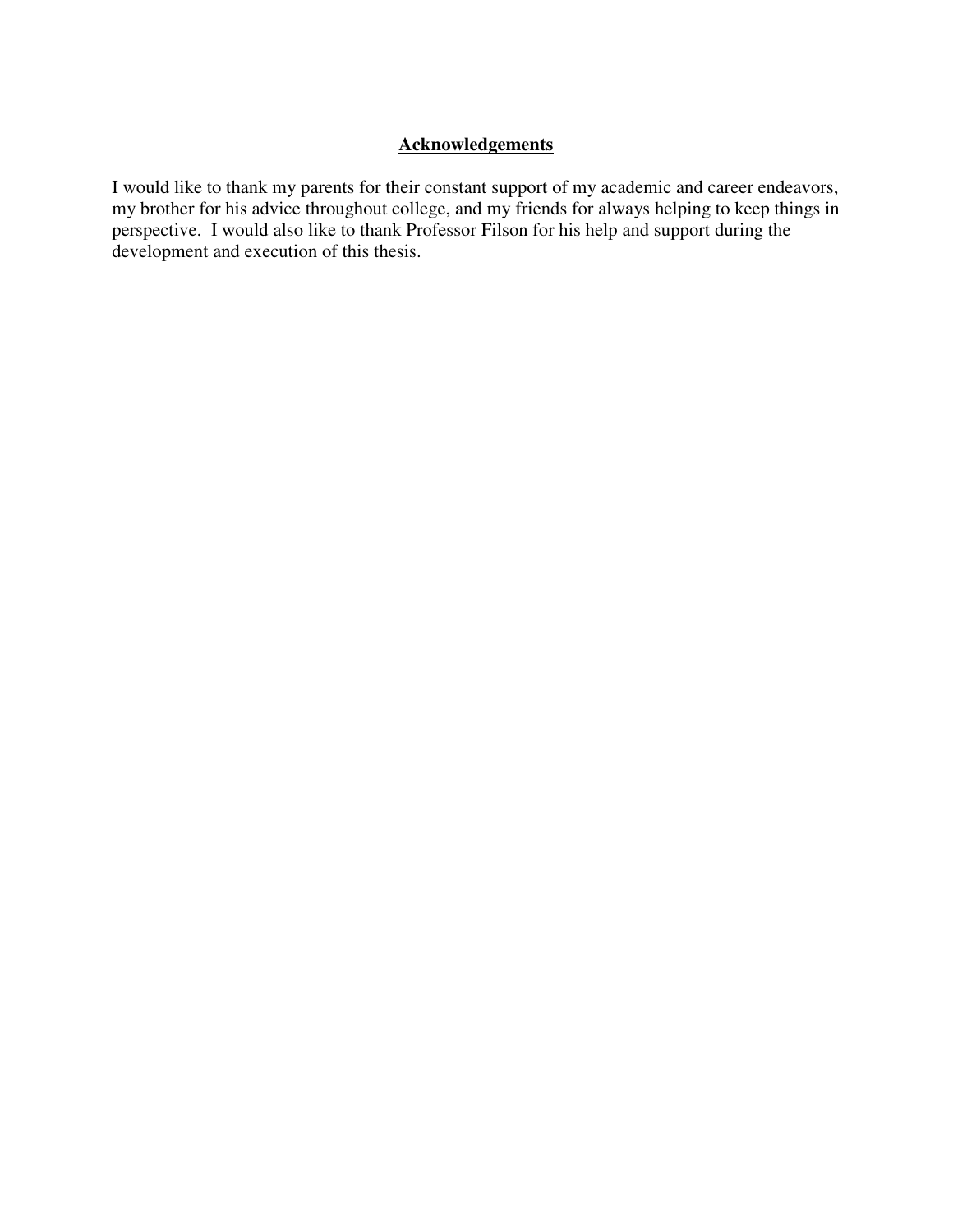## Acknowledgements

I would like to thank my parents for their constant support of my academic and career endeavors, my brother for his advice throughout college, and my friends for always helping to keep things in perspective. I would also like to thank Professor Filson for his help and support during the development and execution of this thesis.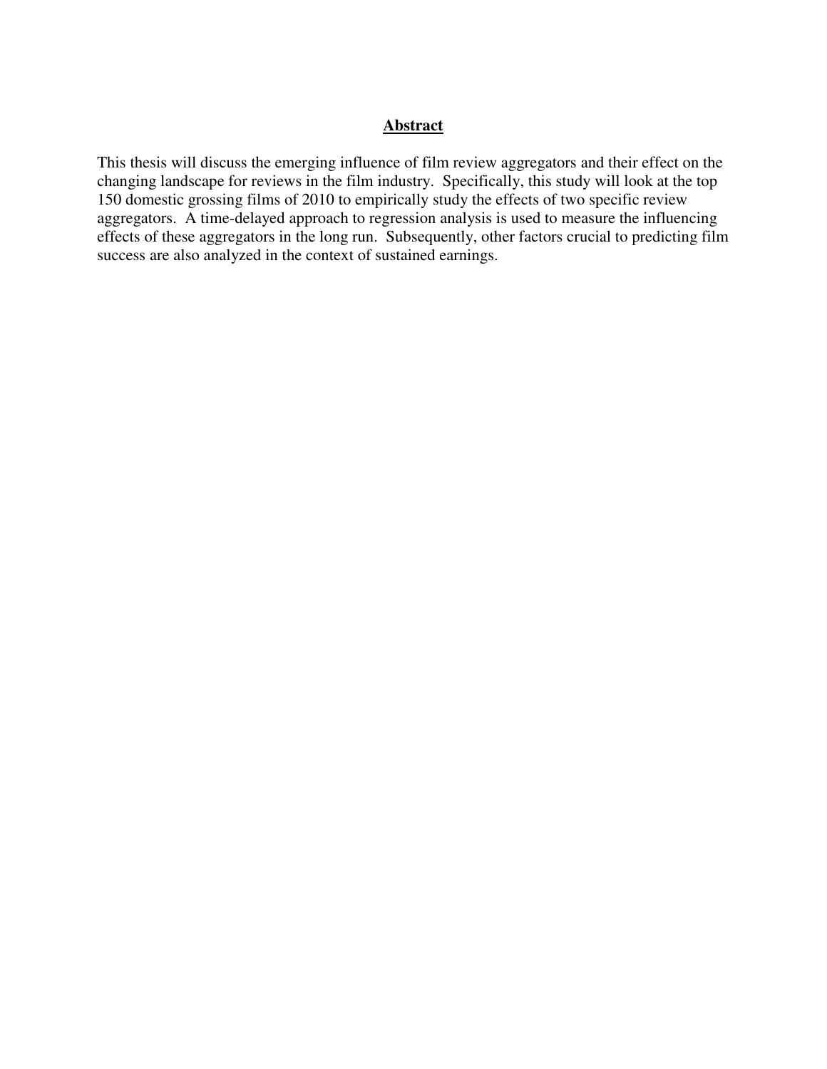# Abstract

This thesis will discuss the emerging influence of film review aggregators and their effect on the changing landscape for reviews in the film industry. Specifically, this study will look at the top 150 domestic grossing films of 2010 to empirically study the effects of two specific review aggregators. A time-delayed approach to regression analysis is used to measure the influencing effects of these aggregators in the long run. Subsequently, other factors crucial to predicting film success are also analyzed in the context of sustained earnings.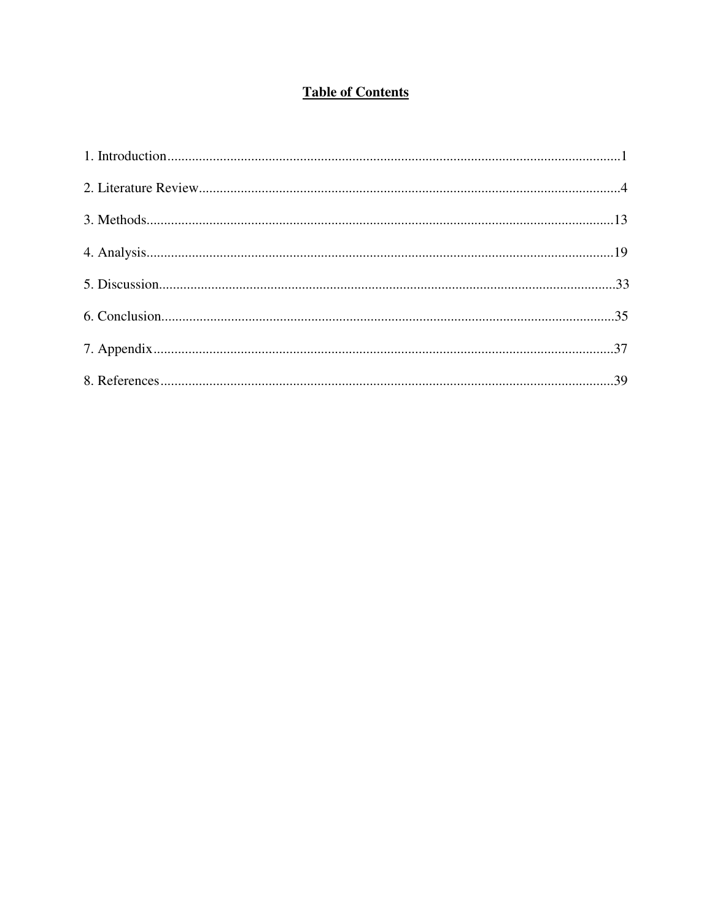# Table of Contents

1. Introduction........................................................................................................................1

2. Literature Review...............................................................................................................4

3. Methods.............................................................................................................................13

4. Analysis.............................................................................................................................19

5. Discussion..........................................................................................................................33

6. Conclusion.........................................................................................................................35

7. Appendix...........................................................................................................................37

8. References.........................................................................................................................39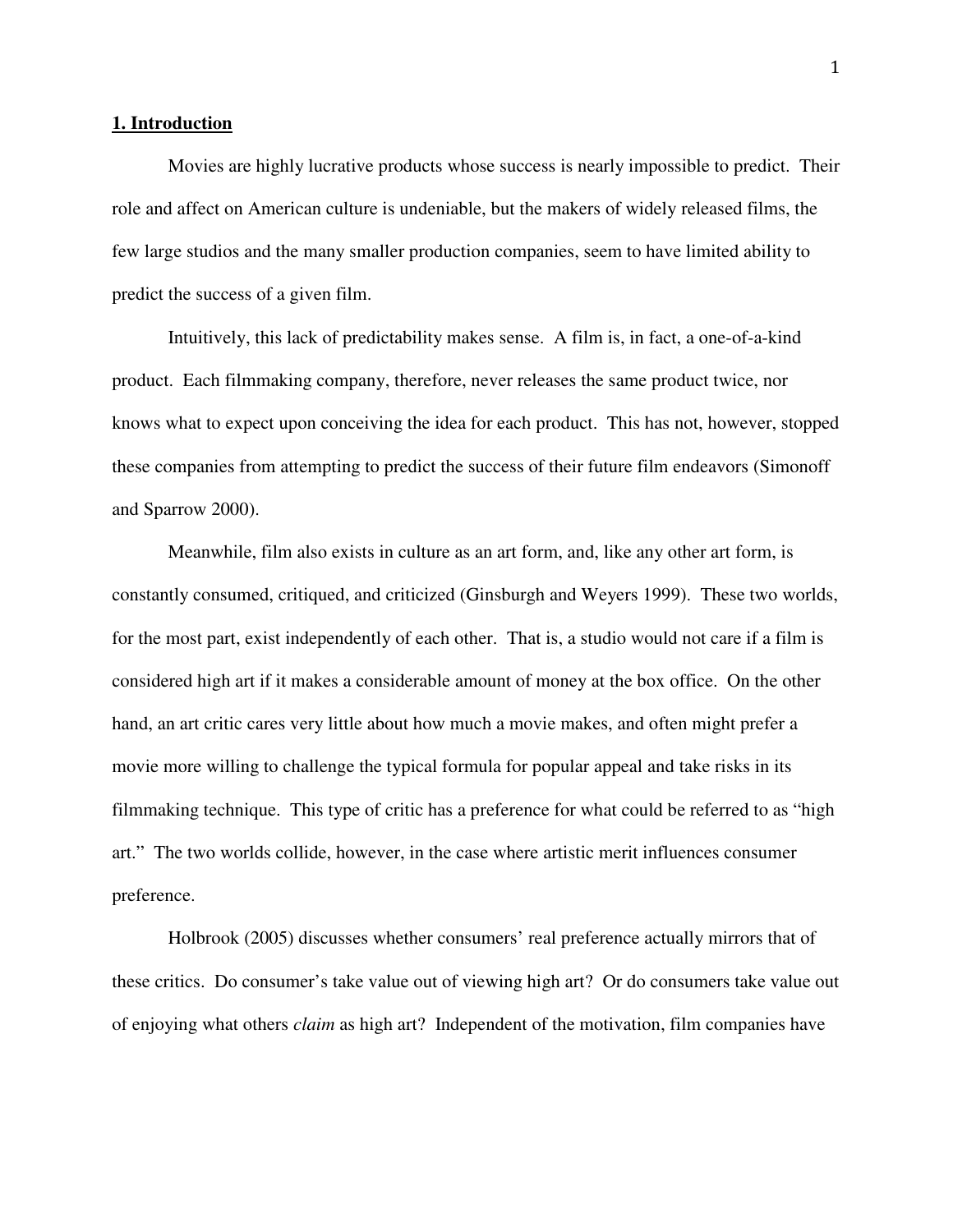## 1. Introduction

Movies are highly lucrative products whose success is nearly impossible to predict. Their role and affect on American culture is undeniable, but the makers of widely released films, the few large studios and the many smaller production companies, seem to have limited ability to predict the success of a given film.

Intuitively, this lack of predictability makes sense. A film is, in fact, a one-of-a-kind product. Each filmmaking company, therefore, never releases the same product twice, nor knows what to expect upon conceiving the idea for each product. This has not, however, stopped these companies from attempting to predict the success of their future film endeavors (Simonoff and Sparrow 2000).

Meanwhile, film also exists in culture as an art form, and, like any other art form, is constantly consumed, critiqued, and criticized (Ginsburgh and Weyers 1999). These two worlds, for the most part, exist independently of each other. That is, a studio would not care if a film is considered high art if it makes a considerable amount of money at the box office. On the other hand, an art critic cares very little about how much a movie makes, and often might prefer a movie more willing to challenge the typical formula for popular appeal and take risks in its filmmaking technique. This type of critic has a preference for what could be referred to as "high art." The two worlds collide, however, in the case where artistic merit influences consumer preference.

Holbrook (2005) discusses whether consumers' real preference actually mirrors that of these critics. Do consumer's take value out of viewing high art? Or do consumers take value out of enjoying what others *claim* as high art? Independent of the motivation, film companies have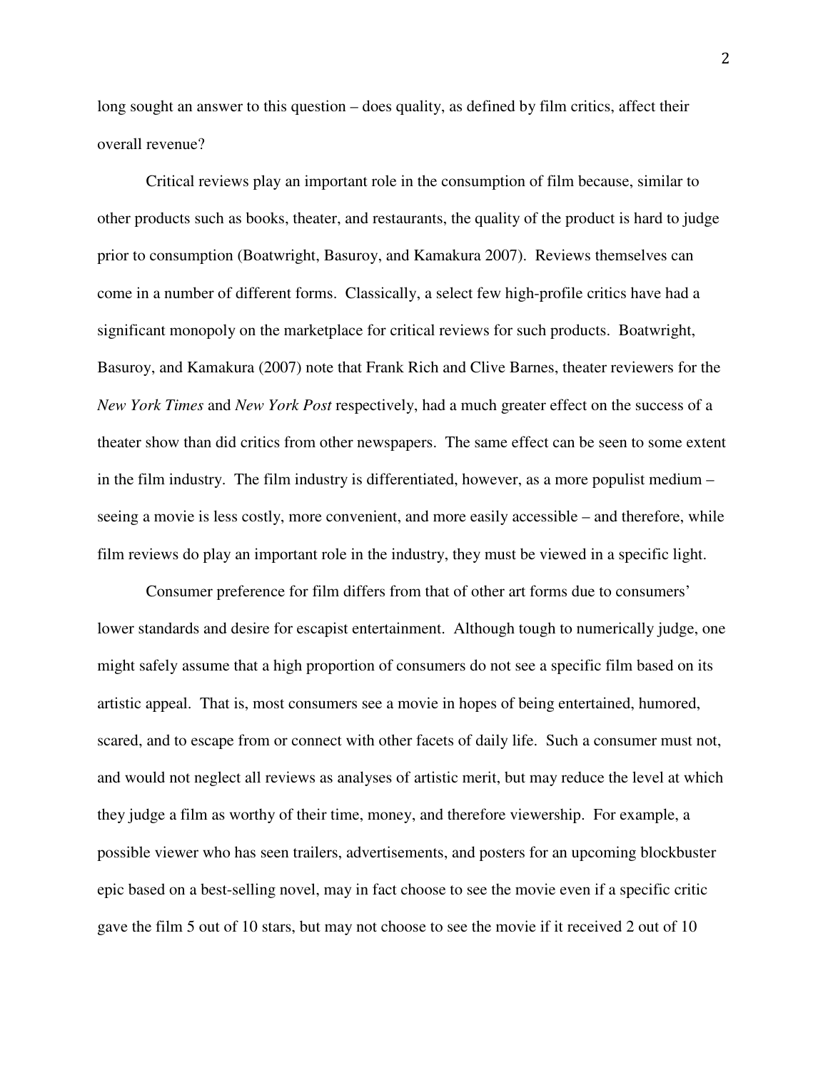long sought an answer to this question – does quality, as defined by film critics, affect their overall revenue?

Critical reviews play an important role in the consumption of film because, similar to other products such as books, theater, and restaurants, the quality of the product is hard to judge prior to consumption (Boatwright, Basuroy, and Kamakura 2007). Reviews themselves can come in a number of different forms. Classically, a select few high-profile critics have had a significant monopoly on the marketplace for critical reviews for such products. Boatwright, Basuroy, and Kamakura (2007) note that Frank Rich and Clive Barnes, theater reviewers for the *New York Times* and *New York Post* respectively, had a much greater effect on the success of a theater show than did critics from other newspapers. The same effect can be seen to some extent in the film industry. The film industry is differentiated, however, as a more populist medium – seeing a movie is less costly, more convenient, and more easily accessible – and therefore, while film reviews do play an important role in the industry, they must be viewed in a specific light.

Consumer preference for film differs from that of other art forms due to consumers' lower standards and desire for escapist entertainment. Although tough to numerically judge, one might safely assume that a high proportion of consumers do not see a specific film based on its artistic appeal. That is, most consumers see a movie in hopes of being entertained, humored, scared, and to escape from or connect with other facets of daily life. Such a consumer must not, and would not neglect all reviews as analyses of artistic merit, but may reduce the level at which they judge a film as worthy of their time, money, and therefore viewership. For example, a possible viewer who has seen trailers, advertisements, and posters for an upcoming blockbuster epic based on a best-selling novel, may in fact choose to see the movie even if a specific critic gave the film 5 out of 10 stars, but may not choose to see the movie if it received 2 out of 10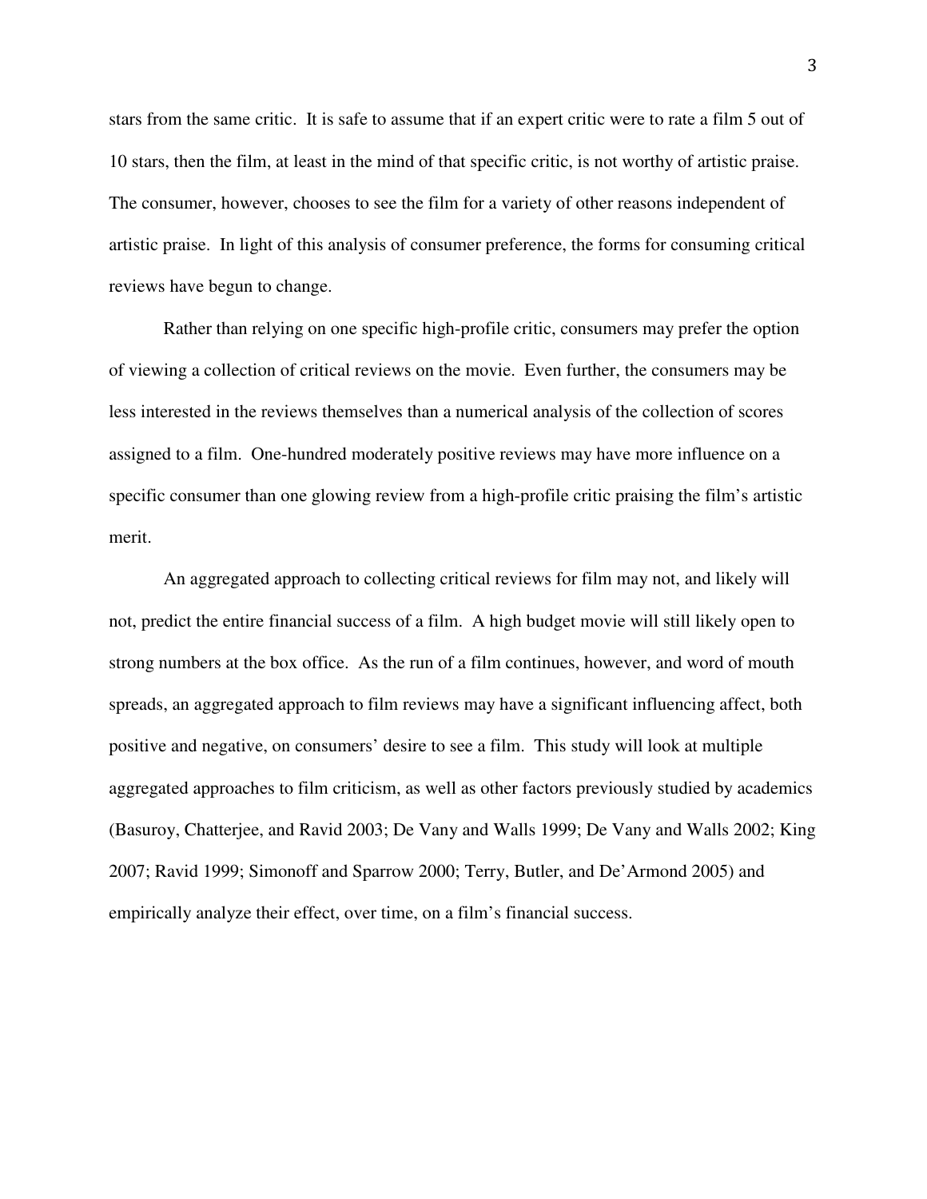stars from the same critic. It is safe to assume that if an expert critic were to rate a film 5 out of 10 stars, then the film, at least in the mind of that specific critic, is not worthy of artistic praise. The consumer, however, chooses to see the film for a variety of other reasons independent of artistic praise. In light of this analysis of consumer preference, the forms for consuming critical reviews have begun to change.

Rather than relying on one specific high-profile critic, consumers may prefer the option of viewing a collection of critical reviews on the movie. Even further, the consumers may be less interested in the reviews themselves than a numerical analysis of the collection of scores assigned to a film. One-hundred moderately positive reviews may have more influence on a specific consumer than one glowing review from a high-profile critic praising the film's artistic merit.

An aggregated approach to collecting critical reviews for film may not, and likely will not, predict the entire financial success of a film. A high budget movie will still likely open to strong numbers at the box office. As the run of a film continues, however, and word of mouth spreads, an aggregated approach to film reviews may have a significant influencing affect, both positive and negative, on consumers' desire to see a film. This study will look at multiple aggregated approaches to film criticism, as well as other factors previously studied by academics (Basuroy, Chatterjee, and Ravid 2003; De Vany and Walls 1999; De Vany and Walls 2002; King 2007; Ravid 1999; Simonoff and Sparrow 2000; Terry, Butler, and De'Armond 2005) and empirically analyze their effect, over time, on a film's financial success.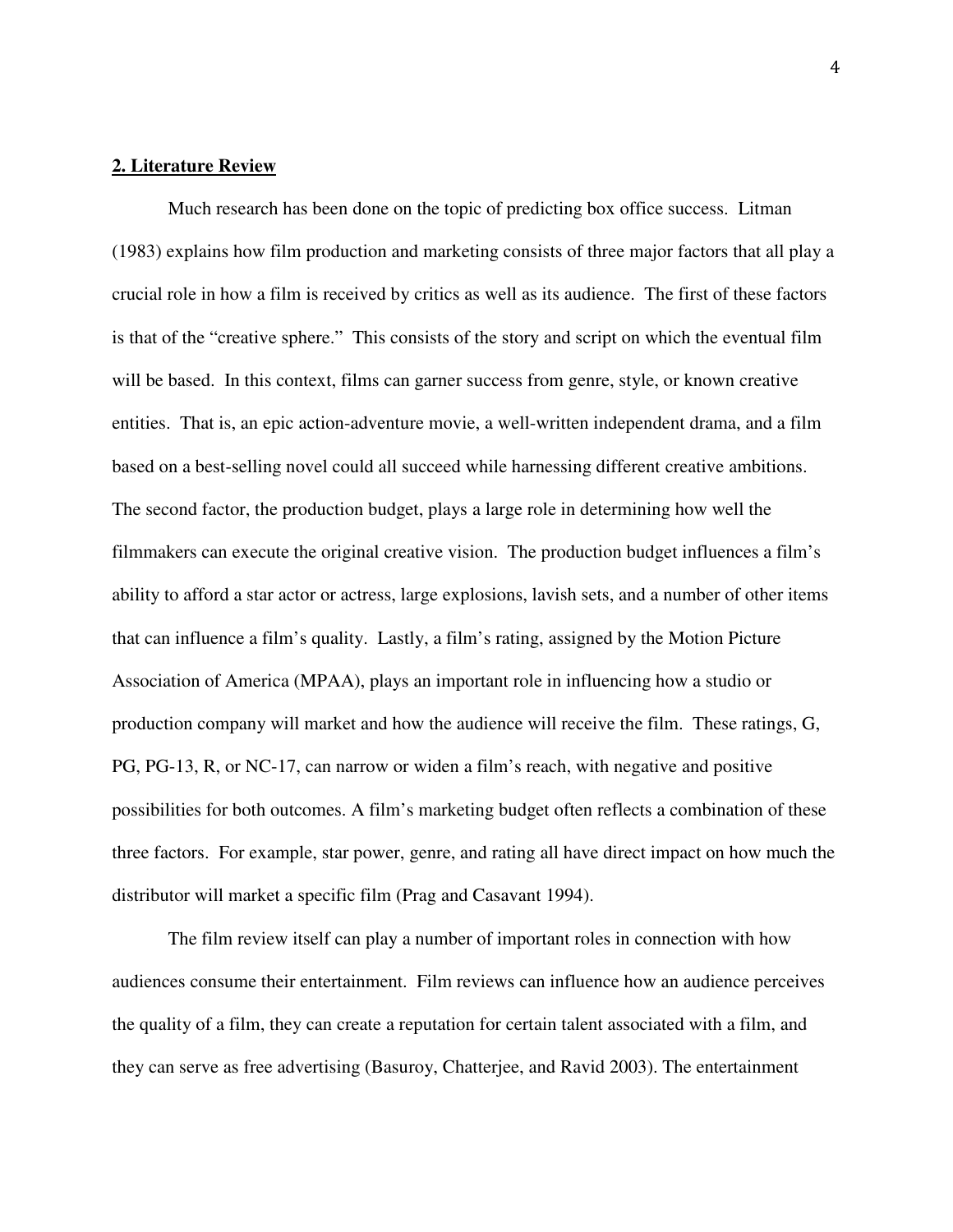## **2. Literature Review**

Much research has been done on the topic of predicting box office success. Litman (1983) explains how film production and marketing consists of three major factors that all play a crucial role in how a film is received by critics as well as its audience. The first of these factors is that of the "creative sphere." This consists of the story and script on which the eventual film will be based. In this context, films can garner success from genre, style, or known creative entities. That is, an epic action-adventure movie, a well-written independent drama, and a film based on a best-selling novel could all succeed while harnessing different creative ambitions. The second factor, the production budget, plays a large role in determining how well the filmmakers can execute the original creative vision. The production budget influences a film's ability to afford a star actor or actress, large explosions, lavish sets, and a number of other items that can influence a film's quality. Lastly, a film's rating, assigned by the Motion Picture Association of America (MPAA), plays an important role in influencing how a studio or production company will market and how the audience will receive the film. These ratings, G, PG, PG-13, R, or NC-17, can narrow or widen a film's reach, with negative and positive possibilities for both outcomes. A film's marketing budget often reflects a combination of these three factors. For example, star power, genre, and rating all have direct impact on how much the distributor will market a specific film (Prag and Casavant 1994).

The film review itself can play a number of important roles in connection with how audiences consume their entertainment. Film reviews can influence how an audience perceives the quality of a film, they can create a reputation for certain talent associated with a film, and they can serve as free advertising (Basuroy, Chatterjee, and Ravid 2003). The entertainment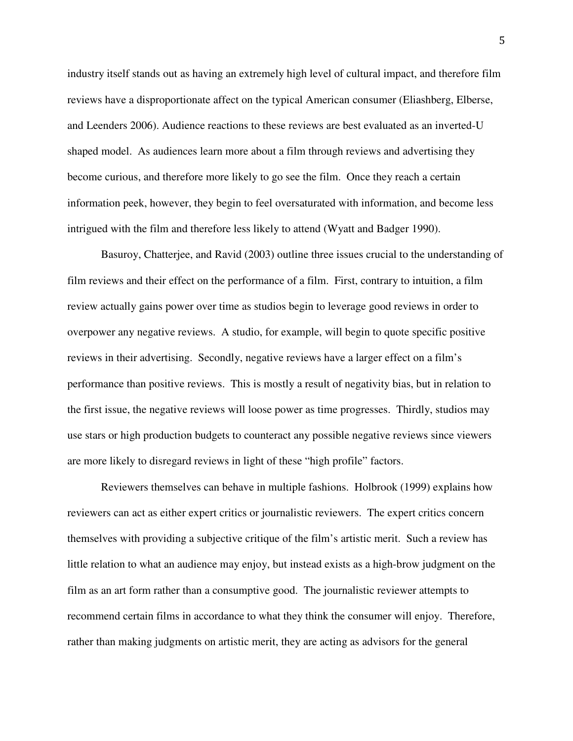industry itself stands out as having an extremely high level of cultural impact, and therefore film reviews have a disproportionate affect on the typical American consumer (Eliashberg, Elberse, and Leenders 2006). Audience reactions to these reviews are best evaluated as an inverted-U shaped model. As audiences learn more about a film through reviews and advertising they become curious, and therefore more likely to go see the film. Once they reach a certain information peek, however, they begin to feel oversaturated with information, and become less intrigued with the film and therefore less likely to attend (Wyatt and Badger 1990).

Basuroy, Chatterjee, and Ravid (2003) outline three issues crucial to the understanding of film reviews and their effect on the performance of a film. First, contrary to intuition, a film review actually gains power over time as studios begin to leverage good reviews in order to overpower any negative reviews. A studio, for example, will begin to quote specific positive reviews in their advertising. Secondly, negative reviews have a larger effect on a film's performance than positive reviews. This is mostly a result of negativity bias, but in relation to the first issue, the negative reviews will loose power as time progresses. Thirdly, studios may use stars or high production budgets to counteract any possible negative reviews since viewers are more likely to disregard reviews in light of these "high profile" factors.

Reviewers themselves can behave in multiple fashions. Holbrook (1999) explains how reviewers can act as either expert critics or journalistic reviewers. The expert critics concern themselves with providing a subjective critique of the film's artistic merit. Such a review has little relation to what an audience may enjoy, but instead exists as a high-brow judgment on the film as an art form rather than a consumptive good. The journalistic reviewer attempts to recommend certain films in accordance to what they think the consumer will enjoy. Therefore, rather than making judgments on artistic merit, they are acting as advisors for the general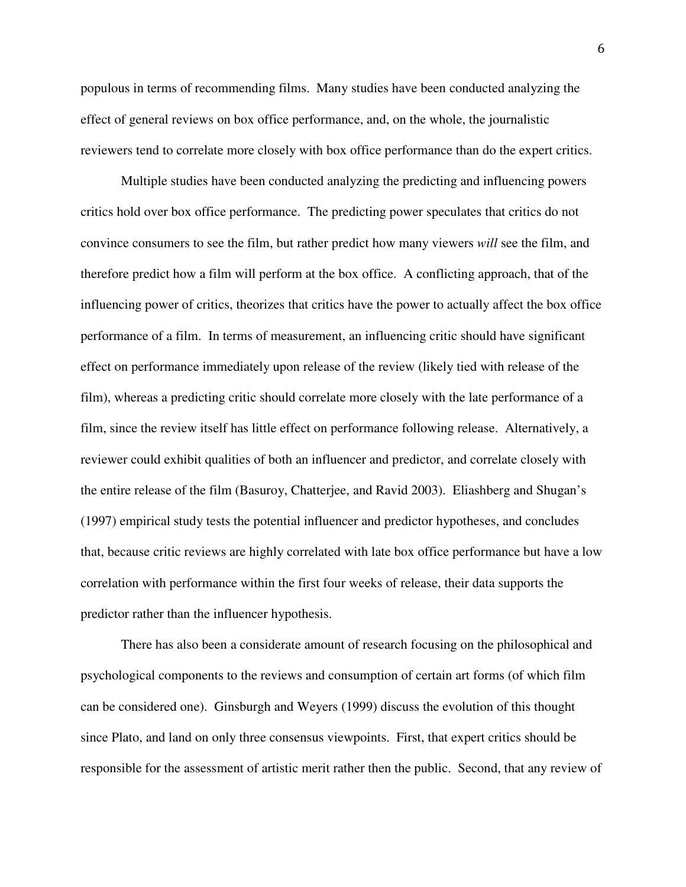populous in terms of recommending films. Many studies have been conducted analyzing the effect of general reviews on box office performance, and, on the whole, the journalistic reviewers tend to correlate more closely with box office performance than do the expert critics.

Multiple studies have been conducted analyzing the predicting and influencing powers critics hold over box office performance. The predicting power speculates that critics do not convince consumers to see the film, but rather predict how many viewers *will* see the film, and therefore predict how a film will perform at the box office. A conflicting approach, that of the influencing power of critics, theorizes that critics have the power to actually affect the box office performance of a film. In terms of measurement, an influencing critic should have significant effect on performance immediately upon release of the review (likely tied with release of the film), whereas a predicting critic should correlate more closely with the late performance of a film, since the review itself has little effect on performance following release. Alternatively, a reviewer could exhibit qualities of both an influencer and predictor, and correlate closely with the entire release of the film (Basuroy, Chatterjee, and Ravid 2003). Eliashberg and Shugan's (1997) empirical study tests the potential influencer and predictor hypotheses, and concludes that, because critic reviews are highly correlated with late box office performance but have a low correlation with performance within the first four weeks of release, their data supports the predictor rather than the influencer hypothesis.

There has also been a considerate amount of research focusing on the philosophical and psychological components to the reviews and consumption of certain art forms (of which film can be considered one). Ginsburgh and Weyers (1999) discuss the evolution of this thought since Plato, and land on only three consensus viewpoints. First, that expert critics should be responsible for the assessment of artistic merit rather then the public. Second, that any review of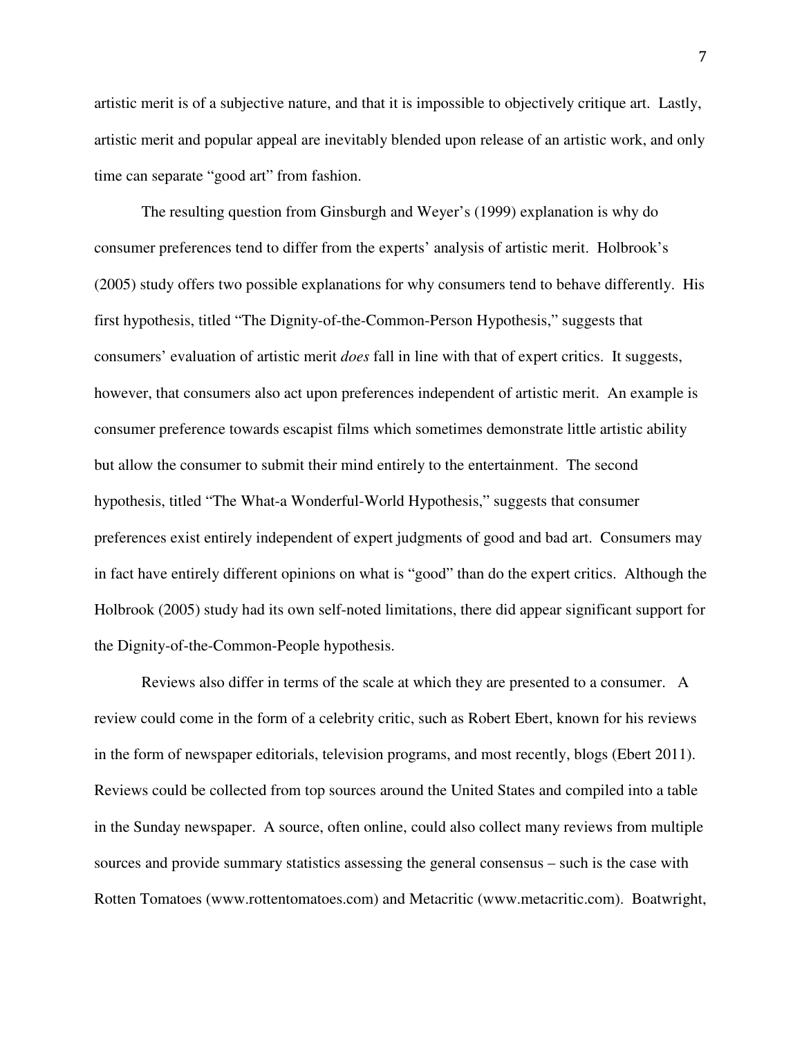artistic merit is of a subjective nature, and that it is impossible to objectively critique art. Lastly, artistic merit and popular appeal are inevitably blended upon release of an artistic work, and only time can separate "good art" from fashion.

The resulting question from Ginsburgh and Weyer's (1999) explanation is why do consumer preferences tend to differ from the experts' analysis of artistic merit. Holbrook's (2005) study offers two possible explanations for why consumers tend to behave differently. His first hypothesis, titled "The Dignity-of-the-Common-Person Hypothesis," suggests that consumers' evaluation of artistic merit *does* fall in line with that of expert critics. It suggests, however, that consumers also act upon preferences independent of artistic merit. An example is consumer preference towards escapist films which sometimes demonstrate little artistic ability but allow the consumer to submit their mind entirely to the entertainment. The second hypothesis, titled "The What-a Wonderful-World Hypothesis," suggests that consumer preferences exist entirely independent of expert judgments of good and bad art. Consumers may in fact have entirely different opinions on what is "good" than do the expert critics. Although the Holbrook (2005) study had its own self-noted limitations, there did appear significant support for the Dignity-of-the-Common-People hypothesis.

Reviews also differ in terms of the scale at which they are presented to a consumer. A review could come in the form of a celebrity critic, such as Robert Ebert, known for his reviews in the form of newspaper editorials, television programs, and most recently, blogs (Ebert 2011). Reviews could be collected from top sources around the United States and compiled into a table in the Sunday newspaper. A source, often online, could also collect many reviews from multiple sources and provide summary statistics assessing the general consensus – such is the case with Rotten Tomatoes (www.rottentomatoes.com) and Metacritic (www.metacritic.com). Boatwright,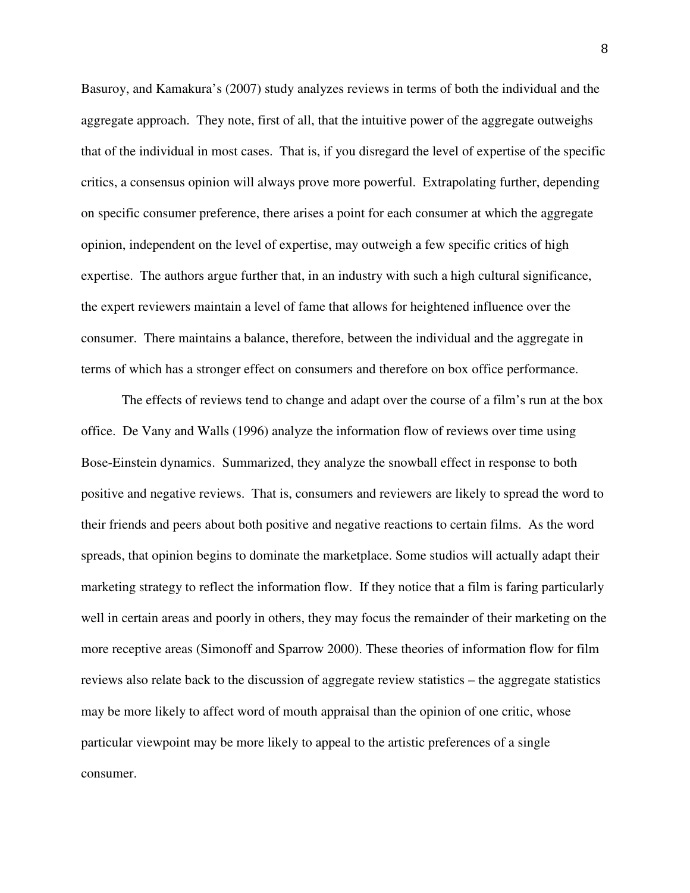Basuroy, and Kamakura's (2007) study analyzes reviews in terms of both the individual and the aggregate approach. They note, first of all, that the intuitive power of the aggregate outweighs that of the individual in most cases. That is, if you disregard the level of expertise of the specific critics, a consensus opinion will always prove more powerful. Extrapolating further, depending on specific consumer preference, there arises a point for each consumer at which the aggregate opinion, independent on the level of expertise, may outweigh a few specific critics of high expertise. The authors argue further that, in an industry with such a high cultural significance, the expert reviewers maintain a level of fame that allows for heightened influence over the consumer. There maintains a balance, therefore, between the individual and the aggregate in terms of which has a stronger effect on consumers and therefore on box office performance.

The effects of reviews tend to change and adapt over the course of a film's run at the box office. De Vany and Walls (1996) analyze the information flow of reviews over time using Bose-Einstein dynamics. Summarized, they analyze the snowball effect in response to both positive and negative reviews. That is, consumers and reviewers are likely to spread the word to their friends and peers about both positive and negative reactions to certain films. As the word spreads, that opinion begins to dominate the marketplace. Some studios will actually adapt their marketing strategy to reflect the information flow. If they notice that a film is faring particularly well in certain areas and poorly in others, they may focus the remainder of their marketing on the more receptive areas (Simonoff and Sparrow 2000). These theories of information flow for film reviews also relate back to the discussion of aggregate review statistics – the aggregate statistics may be more likely to affect word of mouth appraisal than the opinion of one critic, whose particular viewpoint may be more likely to appeal to the artistic preferences of a single consumer.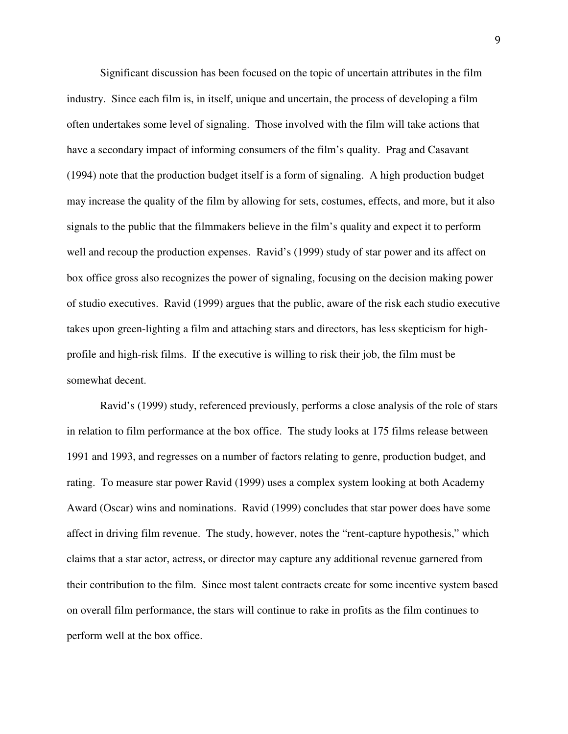Significant discussion has been focused on the topic of uncertain attributes in the film industry. Since each film is, in itself, unique and uncertain, the process of developing a film often undertakes some level of signaling. Those involved with the film will take actions that have a secondary impact of informing consumers of the film's quality. Prag and Casavant (1994) note that the production budget itself is a form of signaling. A high production budget may increase the quality of the film by allowing for sets, costumes, effects, and more, but it also signals to the public that the filmmakers believe in the film's quality and expect it to perform well and recoup the production expenses. Ravid's (1999) study of star power and its affect on box office gross also recognizes the power of signaling, focusing on the decision making power of studio executives. Ravid (1999) argues that the public, aware of the risk each studio executive takes upon green-lighting a film and attaching stars and directors, has less skepticism for high-profile and high-risk films. If the executive is willing to risk their job, the film must be somewhat decent.

Ravid's (1999) study, referenced previously, performs a close analysis of the role of stars in relation to film performance at the box office. The study looks at 175 films release between 1991 and 1993, and regresses on a number of factors relating to genre, production budget, and rating. To measure star power Ravid (1999) uses a complex system looking at both Academy Award (Oscar) wins and nominations. Ravid (1999) concludes that star power does have some affect in driving film revenue. The study, however, notes the "rent-capture hypothesis," which claims that a star actor, actress, or director may capture any additional revenue garnered from their contribution to the film. Since most talent contracts create for some incentive system based on overall film performance, the stars will continue to rake in profits as the film continues to perform well at the box office.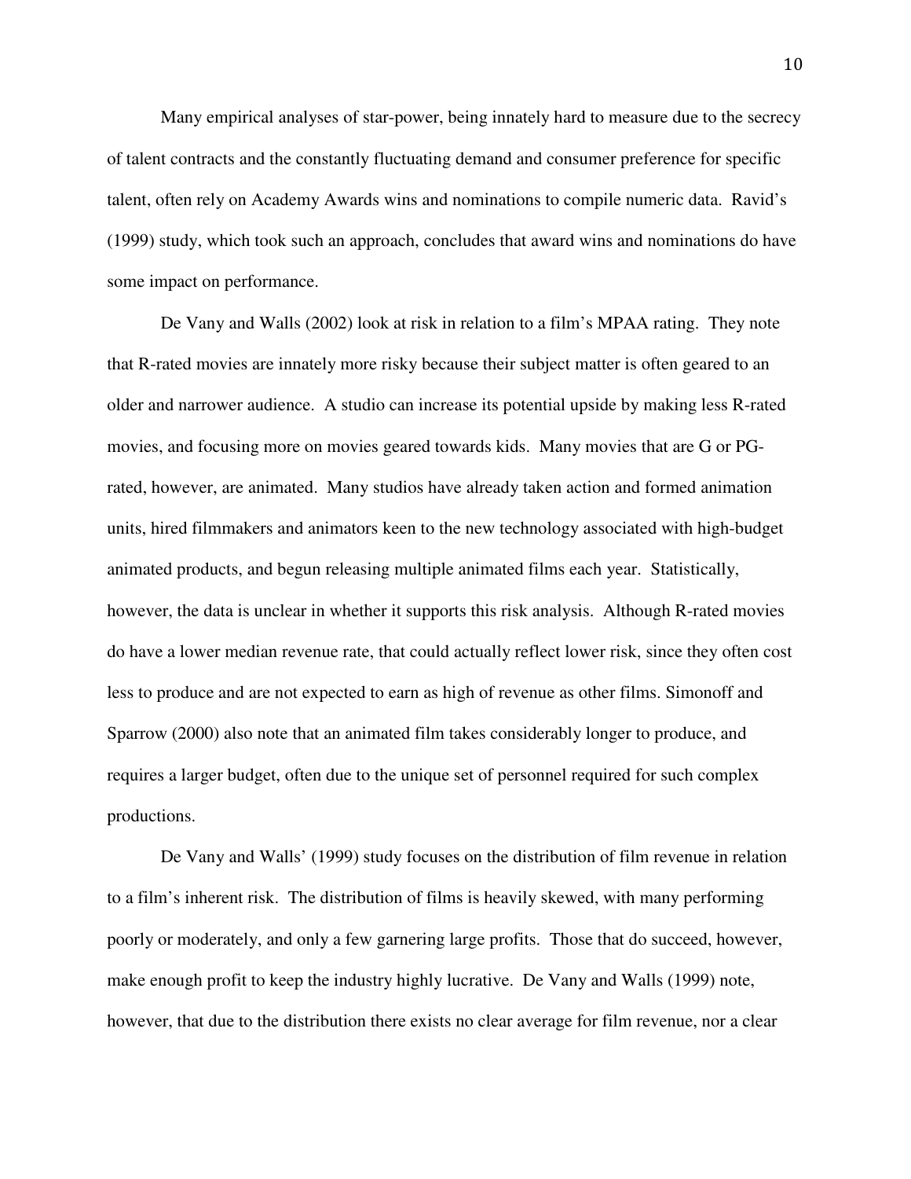Many empirical analyses of star-power, being innately hard to measure due to the secrecy of talent contracts and the constantly fluctuating demand and consumer preference for specific talent, often rely on Academy Awards wins and nominations to compile numeric data. Ravid's (1999) study, which took such an approach, concludes that award wins and nominations do have some impact on performance.

De Vany and Walls (2002) look at risk in relation to a film's MPAA rating. They note that R-rated movies are innately more risky because their subject matter is often geared to an older and narrower audience. A studio can increase its potential upside by making less R-rated movies, and focusing more on movies geared towards kids. Many movies that are G or PG-rated, however, are animated. Many studios have already taken action and formed animation units, hired filmmakers and animators keen to the new technology associated with high-budget animated products, and begun releasing multiple animated films each year. Statistically, however, the data is unclear in whether it supports this risk analysis. Although R-rated movies do have a lower median revenue rate, that could actually reflect lower risk, since they often cost less to produce and are not expected to earn as high of revenue as other films. Simonoff and Sparrow (2000) also note that an animated film takes considerably longer to produce, and requires a larger budget, often due to the unique set of personnel required for such complex productions.

De Vany and Walls' (1999) study focuses on the distribution of film revenue in relation to a film's inherent risk. The distribution of films is heavily skewed, with many performing poorly or moderately, and only a few garnering large profits. Those that do succeed, however, make enough profit to keep the industry highly lucrative. De Vany and Walls (1999) note, however, that due to the distribution there exists no clear average for film revenue, nor a clear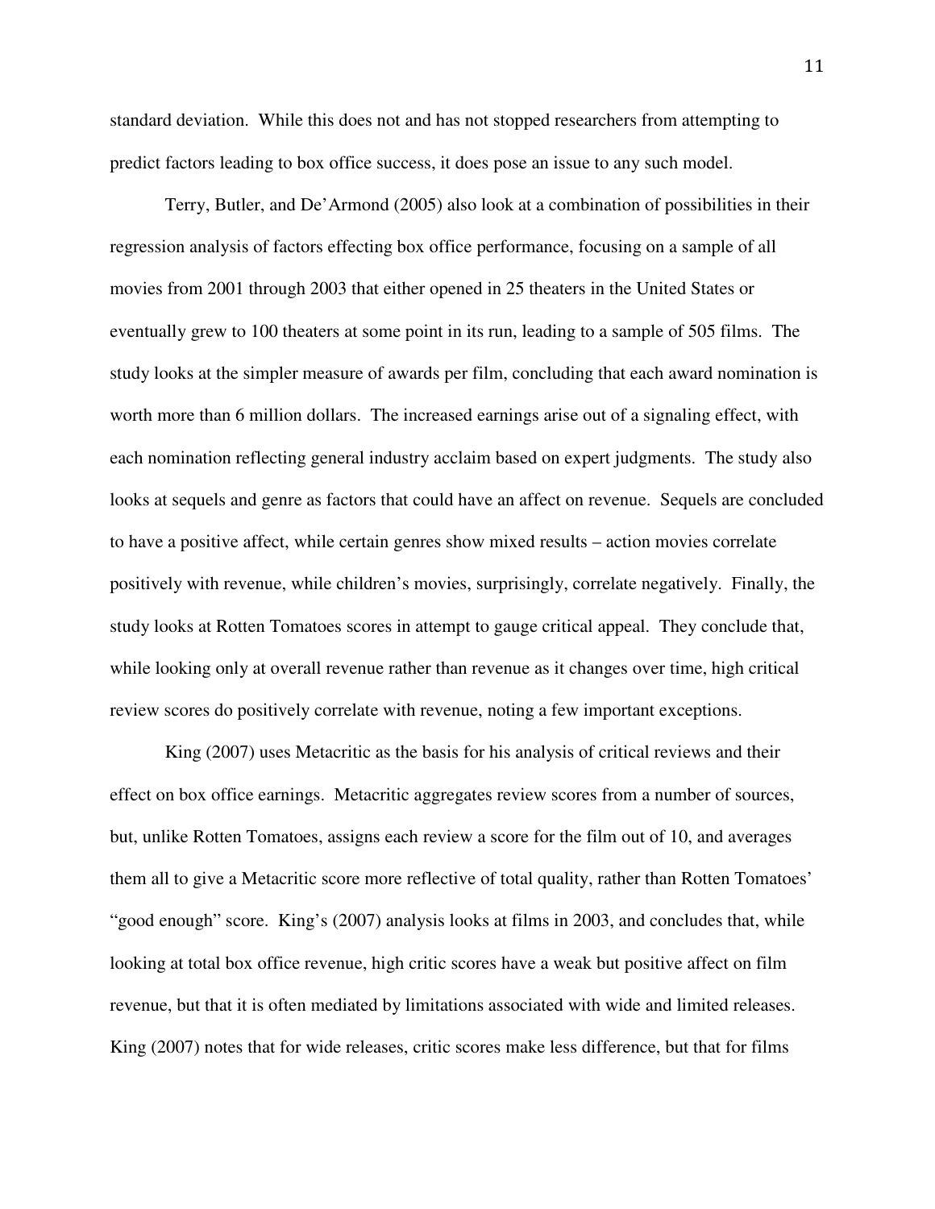standard deviation. While this does not and has not stopped researchers from attempting to predict factors leading to box office success, it does pose an issue to any such model.

Terry, Butler, and De'Armond (2005) also look at a combination of possibilities in their regression analysis of factors effecting box office performance, focusing on a sample of all movies from 2001 through 2003 that either opened in 25 theaters in the United States or eventually grew to 100 theaters at some point in its run, leading to a sample of 505 films. The study looks at the simpler measure of awards per film, concluding that each award nomination is worth more than 6 million dollars. The increased earnings arise out of a signaling effect, with each nomination reflecting general industry acclaim based on expert judgments. The study also looks at sequels and genre as factors that could have an affect on revenue. Sequels are concluded to have a positive affect, while certain genres show mixed results – action movies correlate positively with revenue, while children's movies, surprisingly, correlate negatively. Finally, the study looks at Rotten Tomatoes scores in attempt to gauge critical appeal. They conclude that, while looking only at overall revenue rather than revenue as it changes over time, high critical review scores do positively correlate with revenue, noting a few important exceptions.

King (2007) uses Metacritic as the basis for his analysis of critical reviews and their effect on box office earnings. Metacritic aggregates review scores from a number of sources, but, unlike Rotten Tomatoes, assigns each review a score for the film out of 10, and averages them all to give a Metacritic score more reflective of total quality, rather than Rotten Tomatoes' "good enough" score. King's (2007) analysis looks at films in 2003, and concludes that, while looking at total box office revenue, high critic scores have a weak but positive affect on film revenue, but that it is often mediated by limitations associated with wide and limited releases. King (2007) notes that for wide releases, critic scores make less difference, but that for films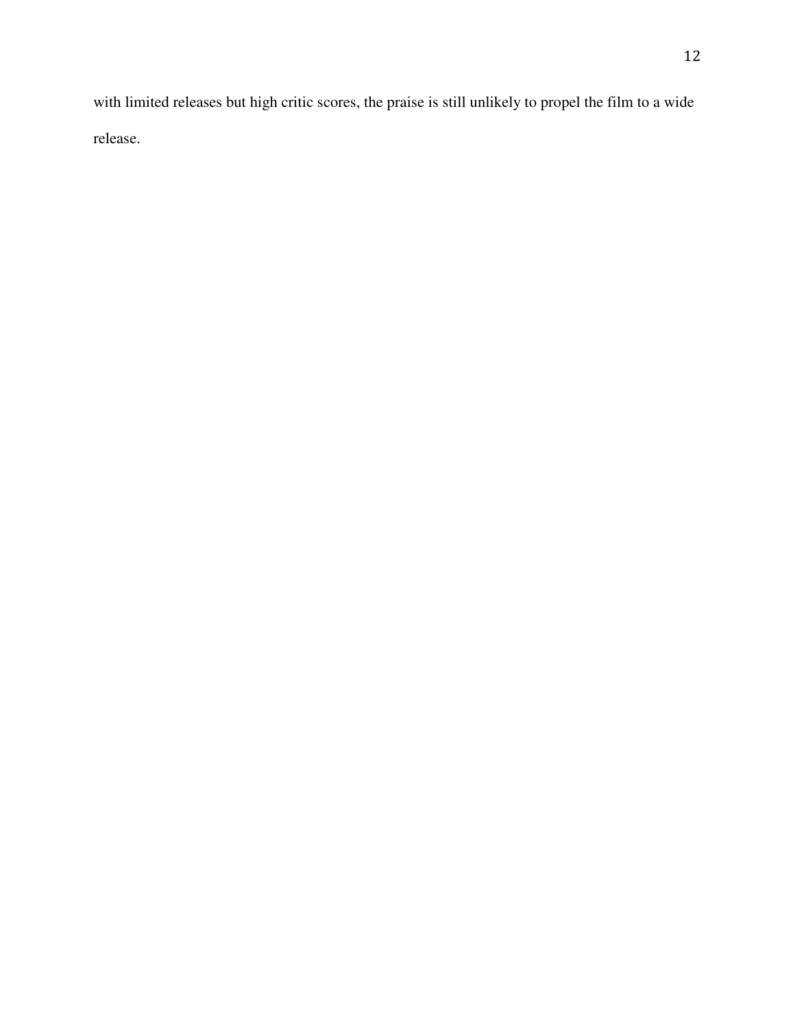with limited releases but high critic scores, the praise is still unlikely to propel the film to a wide release.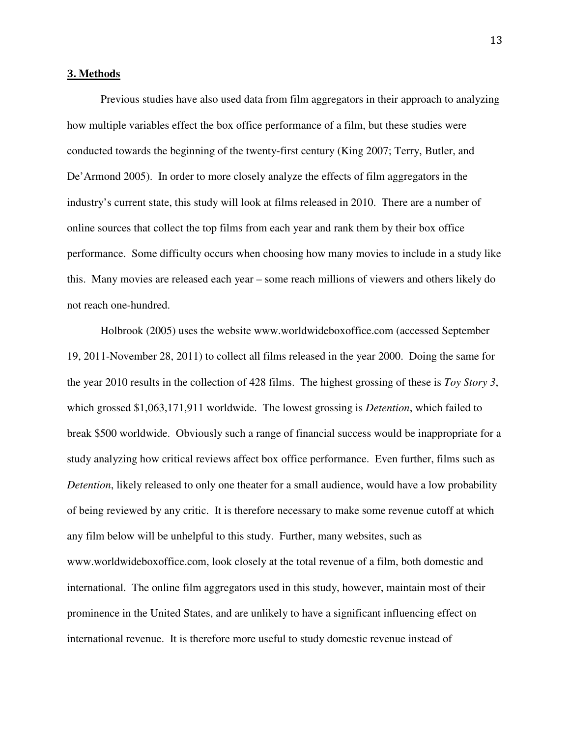## 3. Methods

Previous studies have also used data from film aggregators in their approach to analyzing how multiple variables effect the box office performance of a film, but these studies were conducted towards the beginning of the twenty-first century (King 2007; Terry, Butler, and De'Armond 2005). In order to more closely analyze the effects of film aggregators in the industry's current state, this study will look at films released in 2010. There are a number of online sources that collect the top films from each year and rank them by their box office performance. Some difficulty occurs when choosing how many movies to include in a study like this. Many movies are released each year – some reach millions of viewers and others likely do not reach one-hundred.

Holbrook (2005) uses the website www.worldwideboxoffice.com (accessed September 19, 2011-November 28, 2011) to collect all films released in the year 2000. Doing the same for the year 2010 results in the collection of 428 films. The highest grossing of these is *Toy Story 3*, which grossed $1,063,171,911 worldwide. The lowest grossing is *Detention*, which failed to break $500 worldwide. Obviously such a range of financial success would be inappropriate for a study analyzing how critical reviews affect box office performance. Even further, films such as *Detention*, likely released to only one theater for a small audience, would have a low probability of being reviewed by any critic. It is therefore necessary to make some revenue cutoff at which any film below will be unhelpful to this study. Further, many websites, such as www.worldwideboxoffice.com, look closely at the total revenue of a film, both domestic and international. The online film aggregators used in this study, however, maintain most of their prominence in the United States, and are unlikely to have a significant influencing effect on international revenue. It is therefore more useful to study domestic revenue instead of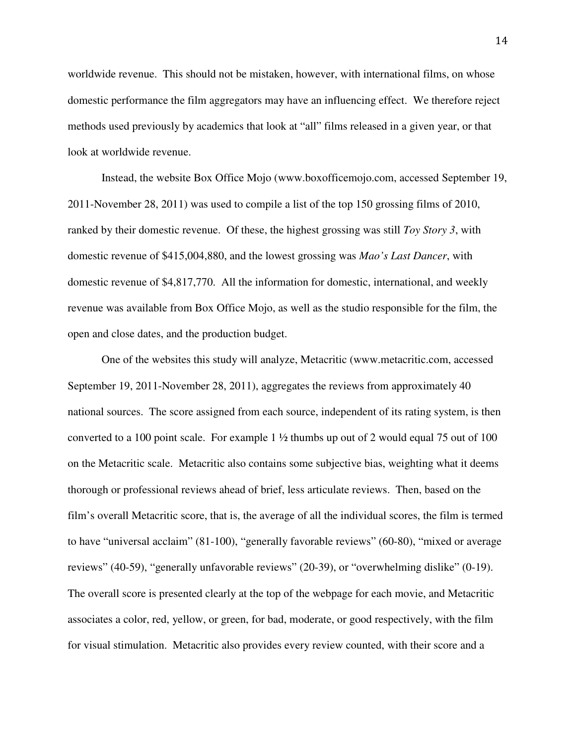worldwide revenue. This should not be mistaken, however, with international films, on whose domestic performance the film aggregators may have an influencing effect. We therefore reject methods used previously by academics that look at "all" films released in a given year, or that look at worldwide revenue.

Instead, the website Box Office Mojo (www.boxofficemojo.com, accessed September 19, 2011-November 28, 2011) was used to compile a list of the top 150 grossing films of 2010, ranked by their domestic revenue. Of these, the highest grossing was still *Toy Story 3*, with domestic revenue of $415,004,880, and the lowest grossing was *Mao's Last Dancer*, with domestic revenue of $4,817,770. All the information for domestic, international, and weekly revenue was available from Box Office Mojo, as well as the studio responsible for the film, the open and close dates, and the production budget.

One of the websites this study will analyze, Metacritic (www.metacritic.com, accessed September 19, 2011-November 28, 2011), aggregates the reviews from approximately 40 national sources. The score assigned from each source, independent of its rating system, is then converted to a 100 point scale. For example 1 ½ thumbs up out of 2 would equal 75 out of 100 on the Metacritic scale. Metacritic also contains some subjective bias, weighting what it deems thorough or professional reviews ahead of brief, less articulate reviews. Then, based on the film's overall Metacritic score, that is, the average of all the individual scores, the film is termed to have "universal acclaim" (81-100), "generally favorable reviews" (60-80), "mixed or average reviews" (40-59), "generally unfavorable reviews" (20-39), or "overwhelming dislike" (0-19). The overall score is presented clearly at the top of the webpage for each movie, and Metacritic associates a color, red, yellow, or green, for bad, moderate, or good respectively, with the film for visual stimulation. Metacritic also provides every review counted, with their score and a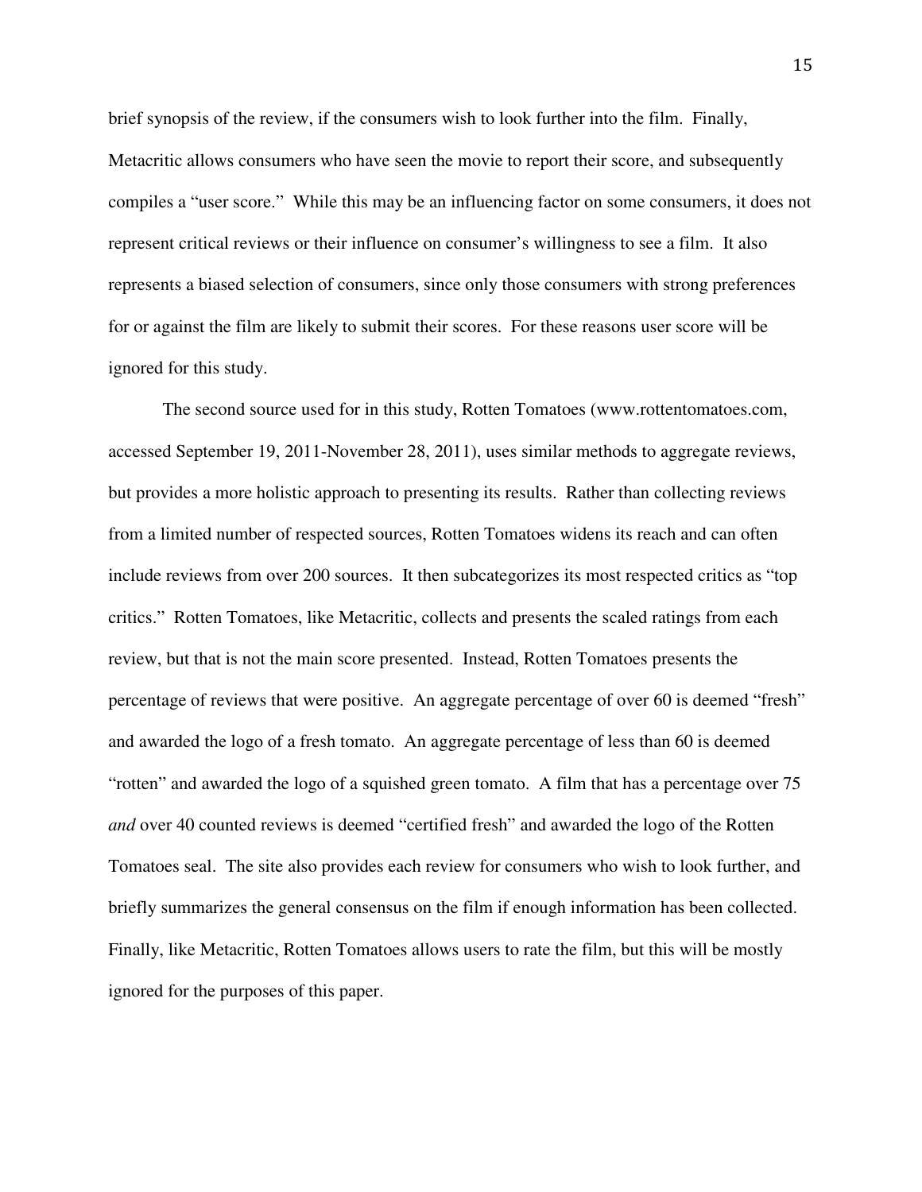brief synopsis of the review, if the consumers wish to look further into the film. Finally, Metacritic allows consumers who have seen the movie to report their score, and subsequently compiles a "user score." While this may be an influencing factor on some consumers, it does not represent critical reviews or their influence on consumer's willingness to see a film. It also represents a biased selection of consumers, since only those consumers with strong preferences for or against the film are likely to submit their scores. For these reasons user score will be ignored for this study.

The second source used for in this study, Rotten Tomatoes (www.rottentomatoes.com, accessed September 19, 2011-November 28, 2011), uses similar methods to aggregate reviews, but provides a more holistic approach to presenting its results. Rather than collecting reviews from a limited number of respected sources, Rotten Tomatoes widens its reach and can often include reviews from over 200 sources. It then subcategorizes its most respected critics as "top critics." Rotten Tomatoes, like Metacritic, collects and presents the scaled ratings from each review, but that is not the main score presented. Instead, Rotten Tomatoes presents the percentage of reviews that were positive. An aggregate percentage of over 60 is deemed "fresh" and awarded the logo of a fresh tomato. An aggregate percentage of less than 60 is deemed "rotten" and awarded the logo of a squished green tomato. A film that has a percentage over 75 *and* over 40 counted reviews is deemed "certified fresh" and awarded the logo of the Rotten Tomatoes seal. The site also provides each review for consumers who wish to look further, and briefly summarizes the general consensus on the film if enough information has been collected. Finally, like Metacritic, Rotten Tomatoes allows users to rate the film, but this will be mostly ignored for the purposes of this paper.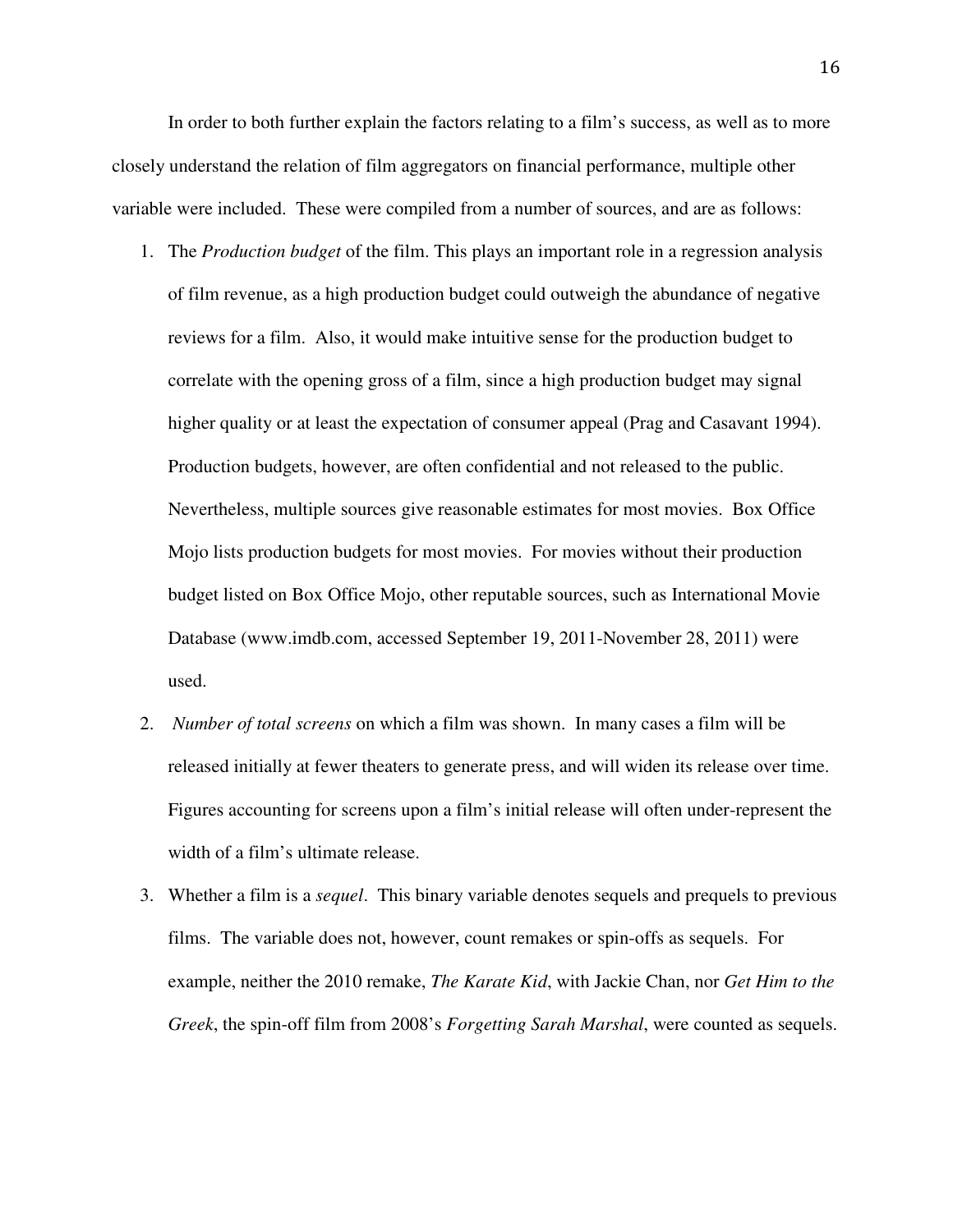In order to both further explain the factors relating to a film's success, as well as to more closely understand the relation of film aggregators on financial performance, multiple other variable were included. These were compiled from a number of sources, and are as follows:

1. The *Production budget* of the film. This plays an important role in a regression analysis of film revenue, as a high production budget could outweigh the abundance of negative reviews for a film. Also, it would make intuitive sense for the production budget to correlate with the opening gross of a film, since a high production budget may signal higher quality or at least the expectation of consumer appeal (Prag and Casavant 1994). Production budgets, however, are often confidential and not released to the public. Nevertheless, multiple sources give reasonable estimates for most movies. Box Office Mojo lists production budgets for most movies. For movies without their production budget listed on Box Office Mojo, other reputable sources, such as International Movie Database (www.imdb.com, accessed September 19, 2011-November 28, 2011) were used.
2. *Number of total screens* on which a film was shown. In many cases a film will be released initially at fewer theaters to generate press, and will widen its release over time. Figures accounting for screens upon a film's initial release will often under-represent the width of a film's ultimate release.
3. Whether a film is a *sequel*. This binary variable denotes sequels and prequels to previous films. The variable does not, however, count remakes or spin-offs as sequels. For example, neither the 2010 remake, *The Karate Kid*, with Jackie Chan, nor *Get Him to the Greek*, the spin-off film from 2008's *Forgetting Sarah Marshal*, were counted as sequels.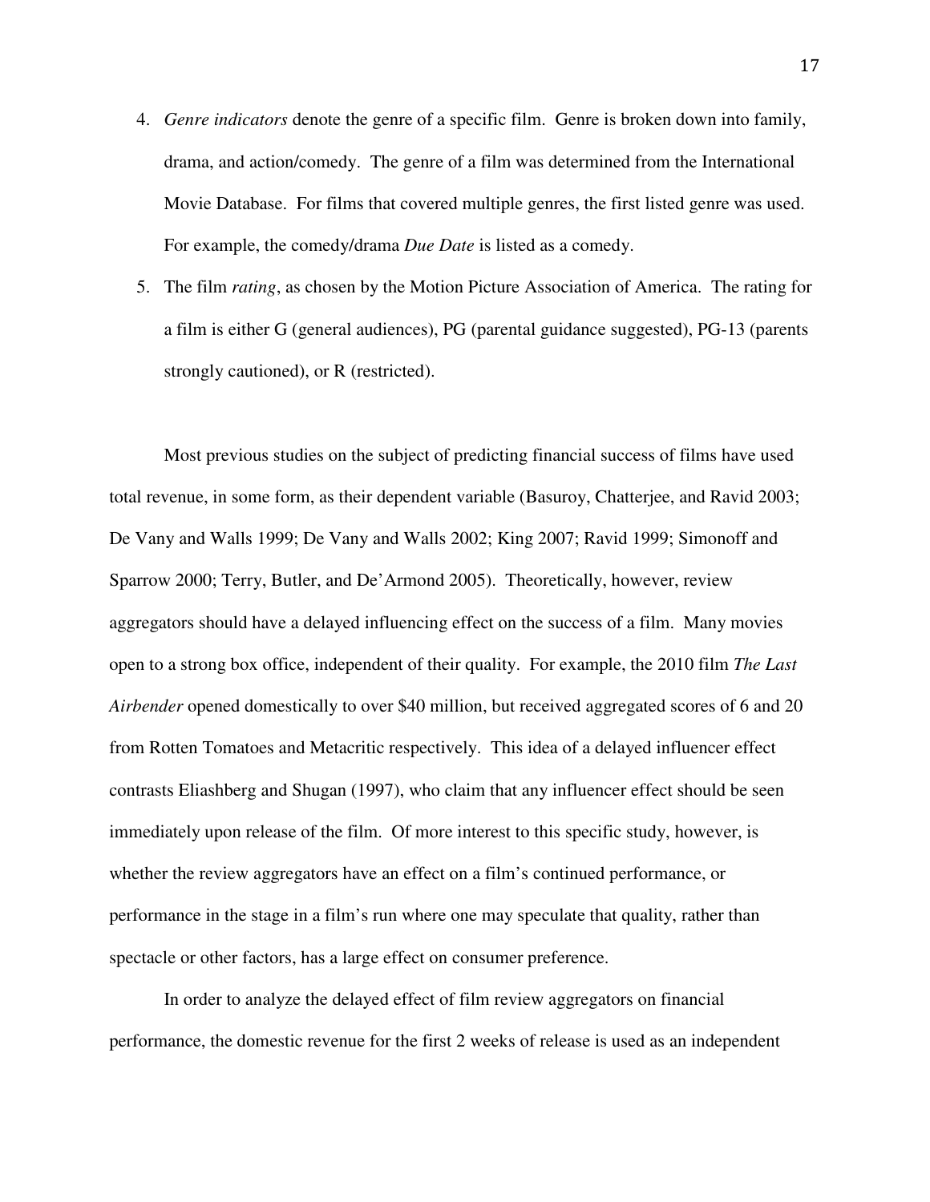4. *Genre indicators* denote the genre of a specific film. Genre is broken down into family, drama, and action/comedy. The genre of a film was determined from the International Movie Database. For films that covered multiple genres, the first listed genre was used. For example, the comedy/drama *Due Date* is listed as a comedy.
5. The film *rating*, as chosen by the Motion Picture Association of America. The rating for a film is either G (general audiences), PG (parental guidance suggested), PG-13 (parents strongly cautioned), or R (restricted).

Most previous studies on the subject of predicting financial success of films have used total revenue, in some form, as their dependent variable (Basuroy, Chatterjee, and Ravid 2003; De Vany and Walls 1999; De Vany and Walls 2002; King 2007; Ravid 1999; Simonoff and Sparrow 2000; Terry, Butler, and De'Armond 2005). Theoretically, however, review aggregators should have a delayed influencing effect on the success of a film. Many movies open to a strong box office, independent of their quality. For example, the 2010 film *The Last Airbender* opened domestically to over $40 million, but received aggregated scores of 6 and 20 from Rotten Tomatoes and Metacritic respectively. This idea of a delayed influencer effect contrasts Eliashberg and Shugan (1997), who claim that any influencer effect should be seen immediately upon release of the film. Of more interest to this specific study, however, is whether the review aggregators have an effect on a film's continued performance, or performance in the stage in a film's run where one may speculate that quality, rather than spectacle or other factors, has a large effect on consumer preference.

In order to analyze the delayed effect of film review aggregators on financial performance, the domestic revenue for the first 2 weeks of release is used as an independent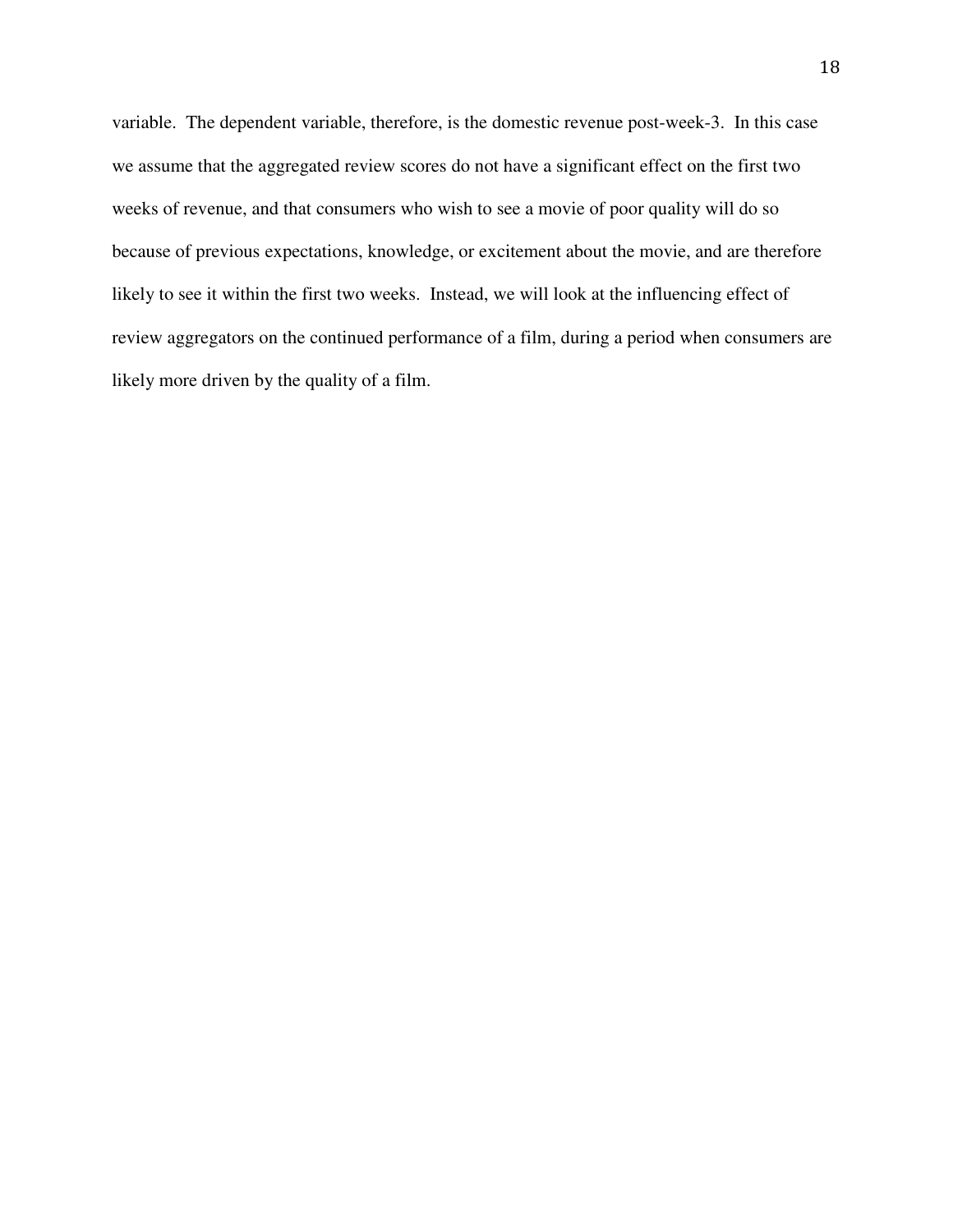variable. The dependent variable, therefore, is the domestic revenue post-week-3. In this case we assume that the aggregated review scores do not have a significant effect on the first two weeks of revenue, and that consumers who wish to see a movie of poor quality will do so because of previous expectations, knowledge, or excitement about the movie, and are therefore likely to see it within the first two weeks. Instead, we will look at the influencing effect of review aggregators on the continued performance of a film, during a period when consumers are likely more driven by the quality of a film.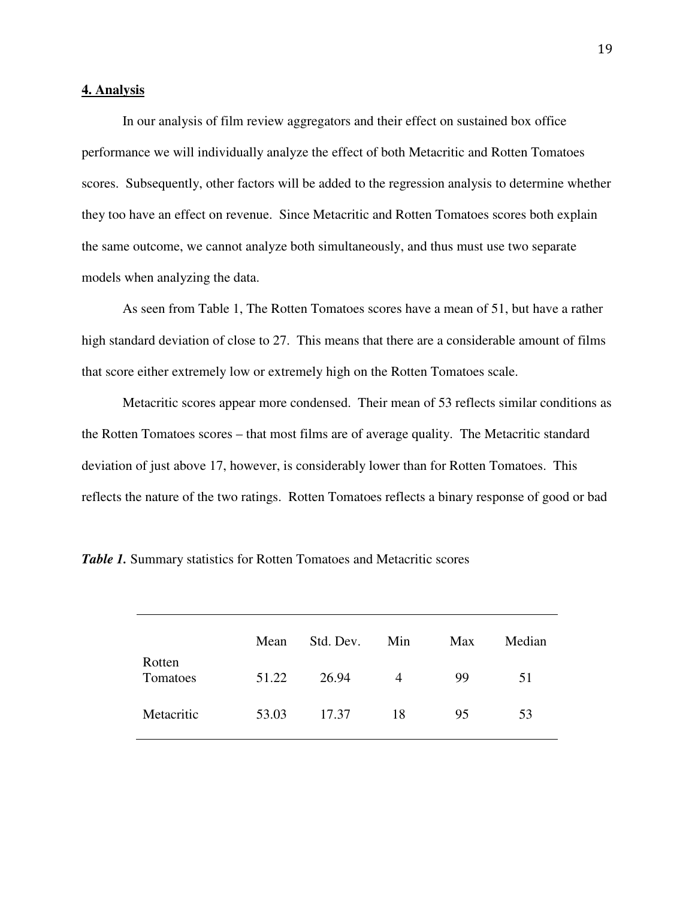## 4. Analysis

In our analysis of film review aggregators and their effect on sustained box office performance we will individually analyze the effect of both Metacritic and Rotten Tomatoes scores. Subsequently, other factors will be added to the regression analysis to determine whether they too have an effect on revenue. Since Metacritic and Rotten Tomatoes scores both explain the same outcome, we cannot analyze both simultaneously, and thus must use two separate models when analyzing the data.

As seen from Table 1, The Rotten Tomatoes scores have a mean of 51, but have a rather high standard deviation of close to 27. This means that there are a considerable amount of films that score either extremely low or extremely high on the Rotten Tomatoes scale.

Metacritic scores appear more condensed. Their mean of 53 reflects similar conditions as the Rotten Tomatoes scores – that most films are of average quality. The Metacritic standard deviation of just above 17, however, is considerably lower than for Rotten Tomatoes. This reflects the nature of the two ratings. Rotten Tomatoes reflects a binary response of good or bad

***Table 1.*** Summary statistics for Rotten Tomatoes and Metacritic scores

| | Mean | Std. Dev. | Min | Max | Median |
|---|---|---|---|---|---|
| Rotten Tomatoes | 51.22 | 26.94 | 4 | 99 | 51 |
| Metacritic | 53.03 | 17.37 | 18 | 95 | 53 |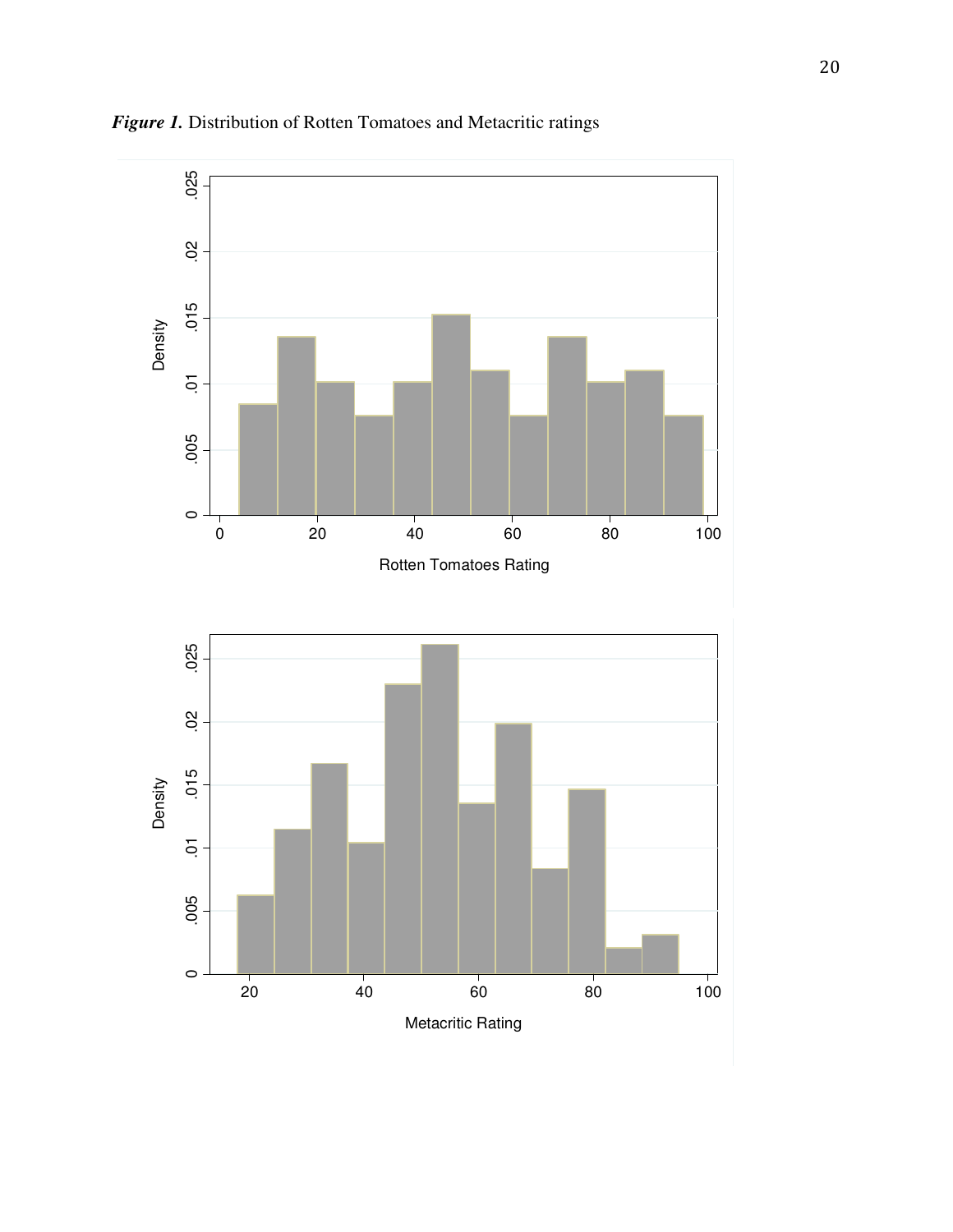***Figure 1.*** Distribution of Rotten Tomatoes and Metacritic ratings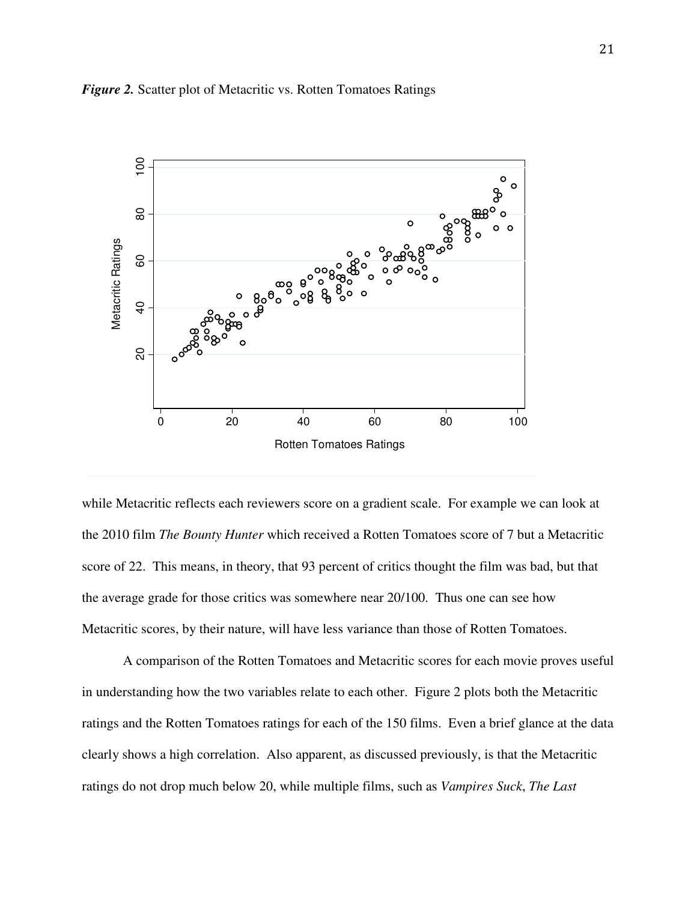*Figure 2.* Scatter plot of Metacritic vs. Rotten Tomatoes Ratings

while Metacritic reflects each reviewers score on a gradient scale. For example we can look at the 2010 film *The Bounty Hunter* which received a Rotten Tomatoes score of 7 but a Metacritic score of 22. This means, in theory, that 93 percent of critics thought the film was bad, but that the average grade for those critics was somewhere near 20/100. Thus one can see how Metacritic scores, by their nature, will have less variance than those of Rotten Tomatoes.

A comparison of the Rotten Tomatoes and Metacritic scores for each movie proves useful in understanding how the two variables relate to each other. Figure 2 plots both the Metacritic ratings and the Rotten Tomatoes ratings for each of the 150 films. Even a brief glance at the data clearly shows a high correlation. Also apparent, as discussed previously, is that the Metacritic ratings do not drop much below 20, while multiple films, such as *Vampires Suck*, *The Last*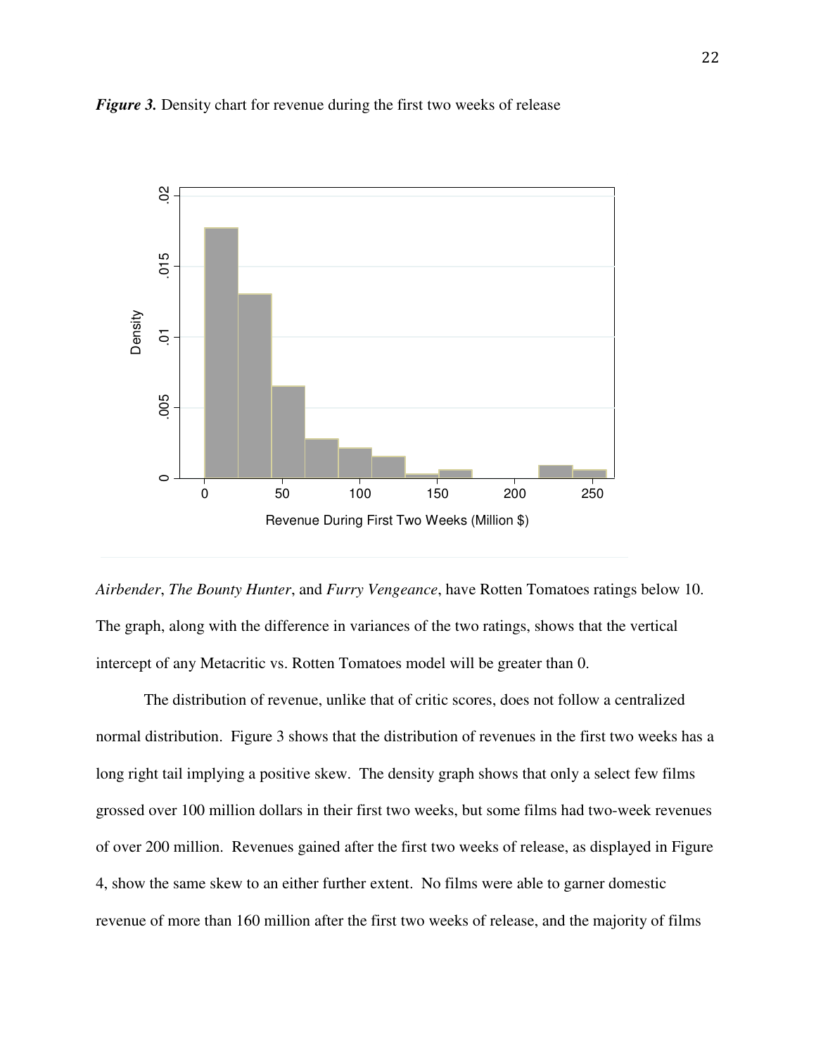*Figure 3.* Density chart for revenue during the first two weeks of release

*Airbender*, *The Bounty Hunter*, and *Furry Vengeance*, have Rotten Tomatoes ratings below 10. The graph, along with the difference in variances of the two ratings, shows that the vertical intercept of any Metacritic vs. Rotten Tomatoes model will be greater than 0.

The distribution of revenue, unlike that of critic scores, does not follow a centralized normal distribution. Figure 3 shows that the distribution of revenues in the first two weeks has a long right tail implying a positive skew. The density graph shows that only a select few films grossed over 100 million dollars in their first two weeks, but some films had two-week revenues of over 200 million. Revenues gained after the first two weeks of release, as displayed in Figure 4, show the same skew to an either further extent. No films were able to garner domestic revenue of more than 160 million after the first two weeks of release, and the majority of films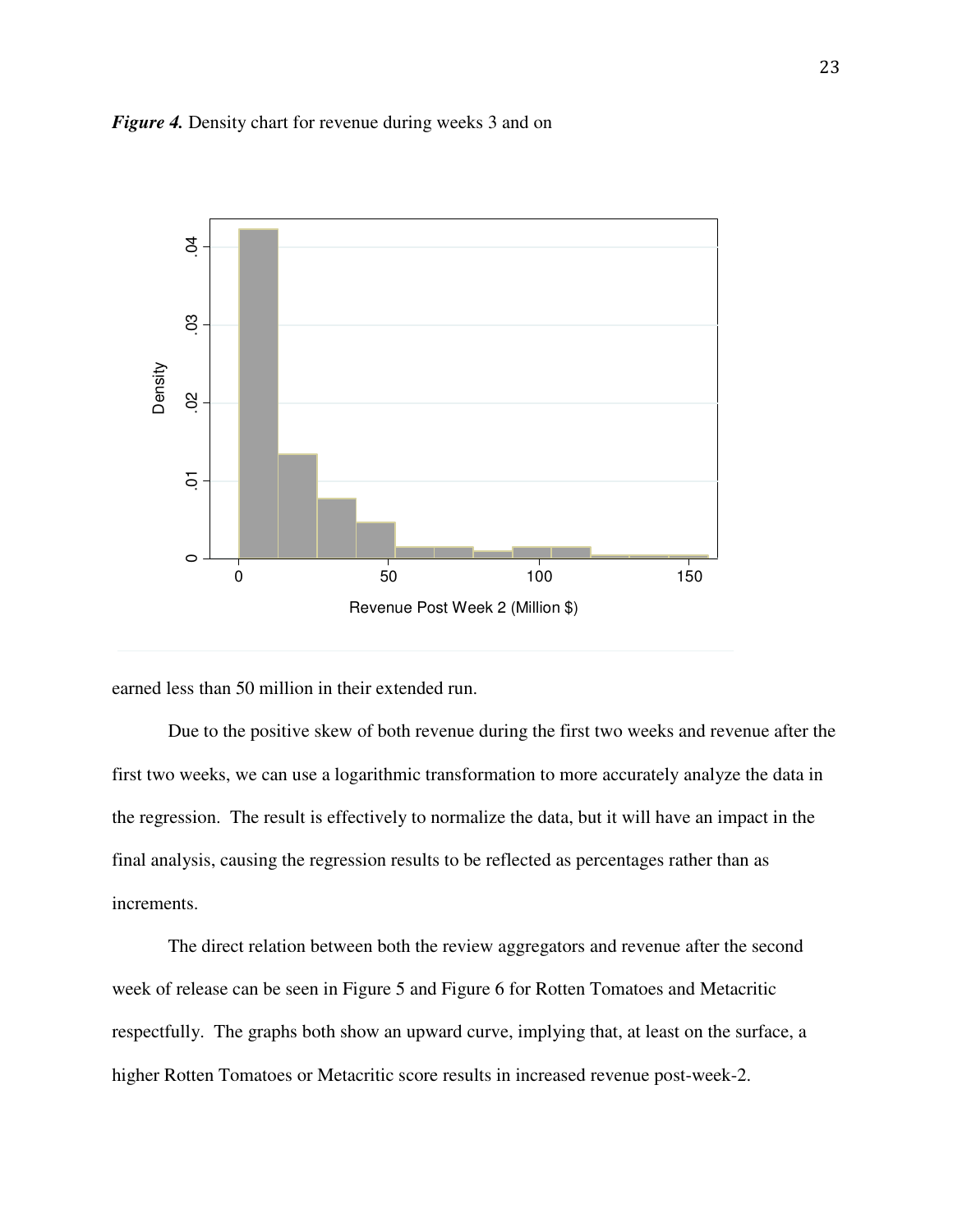*Figure 4.* Density chart for revenue during weeks 3 and on

earned less than 50 million in their extended run.

Due to the positive skew of both revenue during the first two weeks and revenue after the first two weeks, we can use a logarithmic transformation to more accurately analyze the data in the regression. The result is effectively to normalize the data, but it will have an impact in the final analysis, causing the regression results to be reflected as percentages rather than as increments.

The direct relation between both the review aggregators and revenue after the second week of release can be seen in Figure 5 and Figure 6 for Rotten Tomatoes and Metacritic respectfully. The graphs both show an upward curve, implying that, at least on the surface, a higher Rotten Tomatoes or Metacritic score results in increased revenue post-week-2.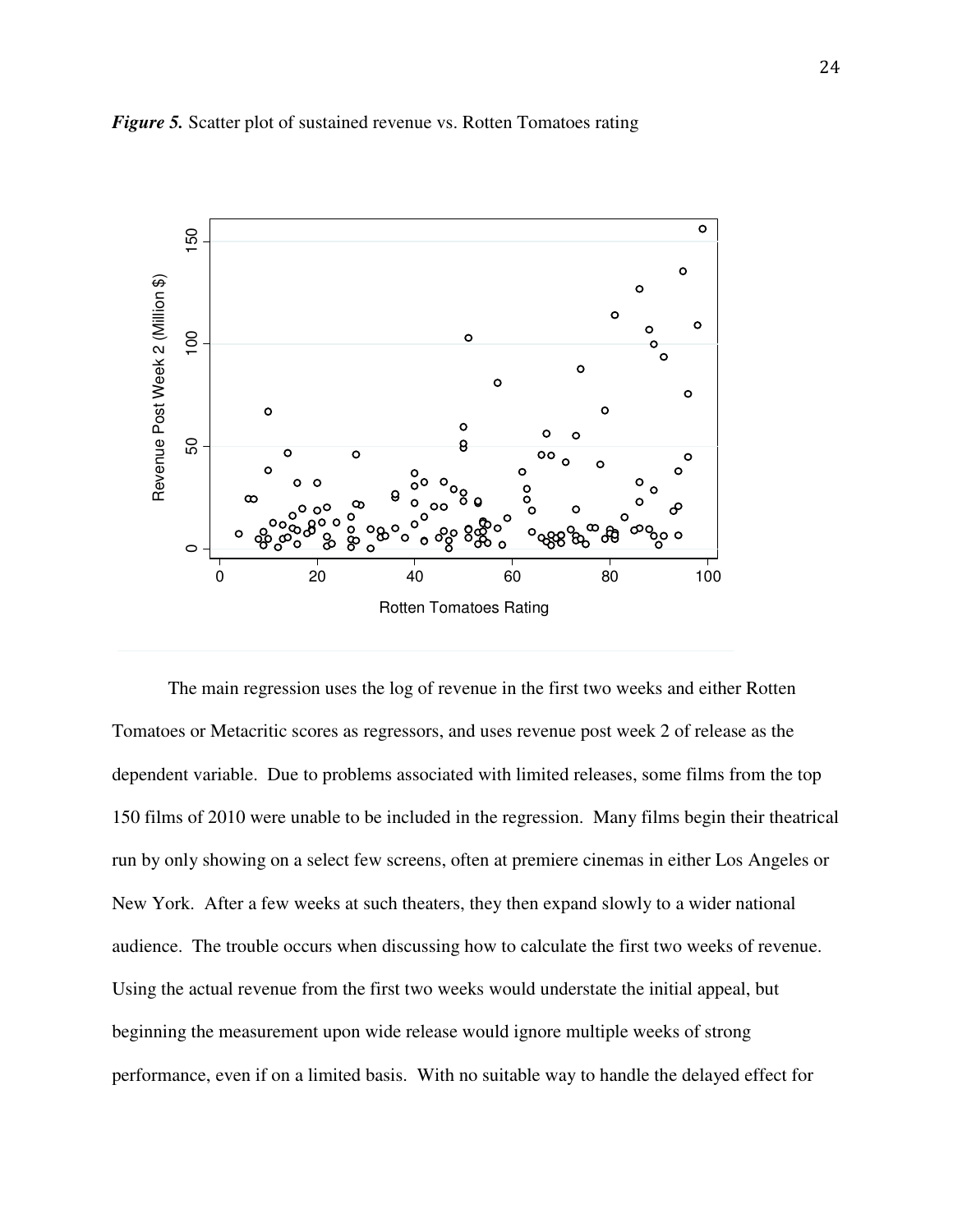*Figure 5.* Scatter plot of sustained revenue vs. Rotten Tomatoes rating

The main regression uses the log of revenue in the first two weeks and either Rotten Tomatoes or Metacritic scores as regressors, and uses revenue post week 2 of release as the dependent variable. Due to problems associated with limited releases, some films from the top 150 films of 2010 were unable to be included in the regression. Many films begin their theatrical run by only showing on a select few screens, often at premiere cinemas in either Los Angeles or New York. After a few weeks at such theaters, they then expand slowly to a wider national audience. The trouble occurs when discussing how to calculate the first two weeks of revenue. Using the actual revenue from the first two weeks would understate the initial appeal, but beginning the measurement upon wide release would ignore multiple weeks of strong performance, even if on a limited basis. With no suitable way to handle the delayed effect for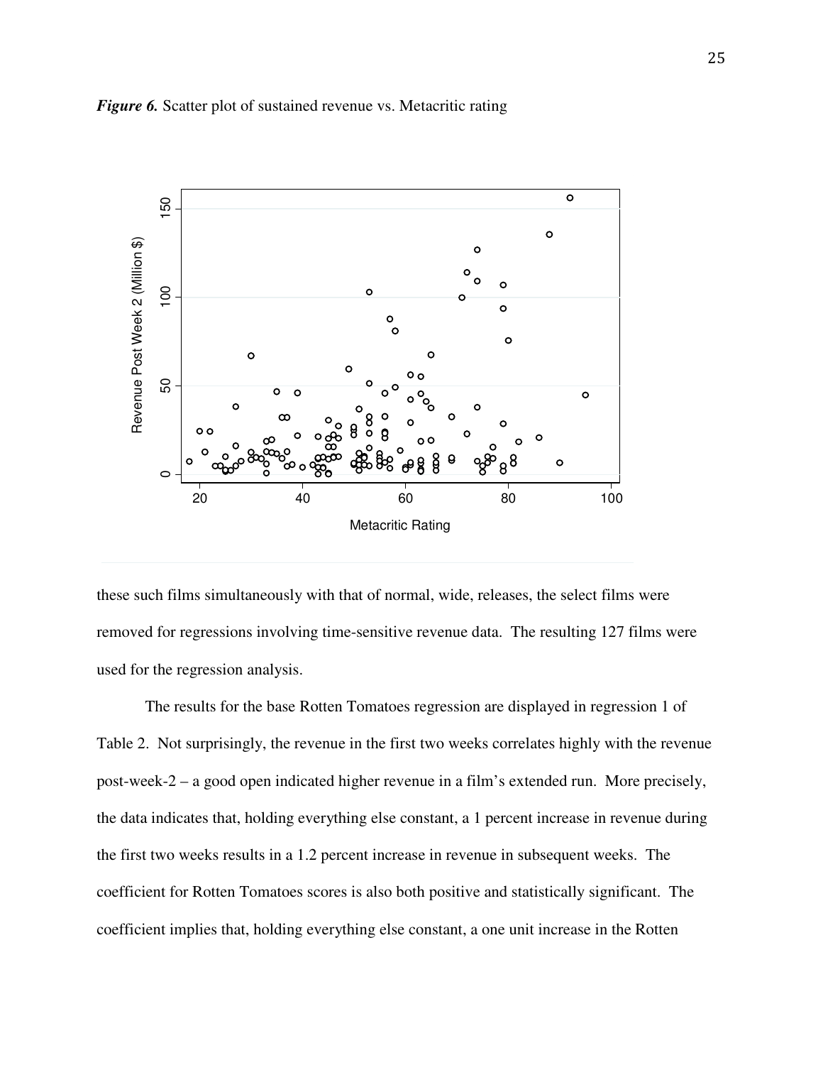*Figure 6.* Scatter plot of sustained revenue vs. Metacritic rating

these such films simultaneously with that of normal, wide, releases, the select films were removed for regressions involving time-sensitive revenue data. The resulting 127 films were used for the regression analysis.

The results for the base Rotten Tomatoes regression are displayed in regression 1 of Table 2. Not surprisingly, the revenue in the first two weeks correlates highly with the revenue post-week-2 – a good open indicated higher revenue in a film's extended run. More precisely, the data indicates that, holding everything else constant, a 1 percent increase in revenue during the first two weeks results in a 1.2 percent increase in revenue in subsequent weeks. The coefficient for Rotten Tomatoes scores is also both positive and statistically significant. The coefficient implies that, holding everything else constant, a one unit increase in the Rotten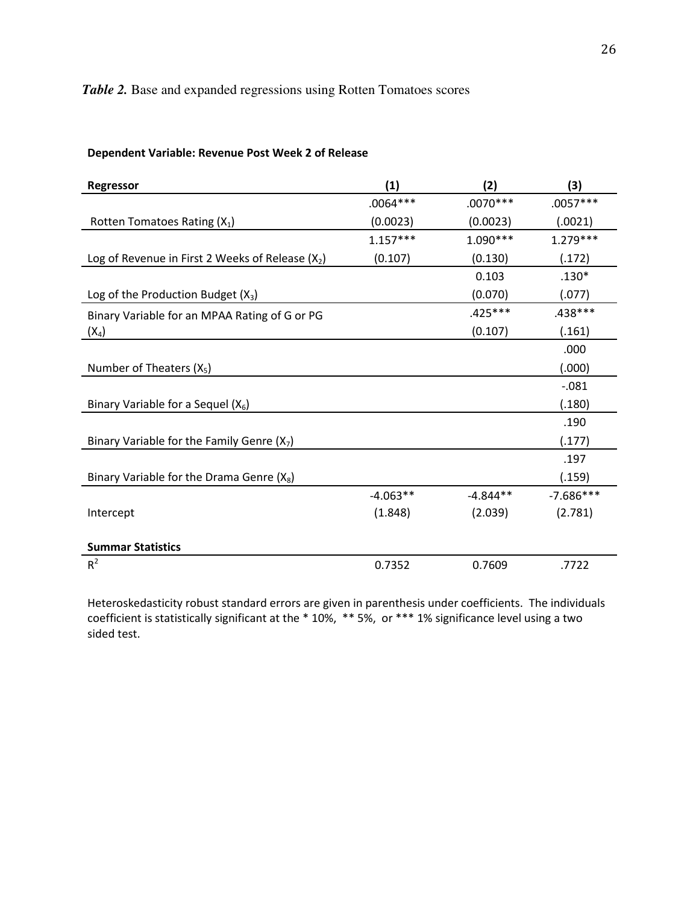***Table 2.*** Base and expanded regressions using Rotten Tomatoes scores

**Dependent Variable: Revenue Post Week 2 of Release**

| **Regressor** | **(1)** | **(2)** | **(3)** |
|---|---|---|---|
| Rotten Tomatoes Rating ($X_1$) | .0064*** (0.0023) | .0070*** (0.0023) | .0057*** (.0021) |
| Log of Revenue in First 2 Weeks of Release ($X_2$) | 1.157*** (0.107) | 1.090*** (0.130) | 1.279*** (.172) |
| Log of the Production Budget ($X_3$) | | 0.103 (0.070) | .130* (.077) |
| Binary Variable for an MPAA Rating of G or PG ($X_4$) | | .425*** (0.107) | .438*** (.161) |
| Number of Theaters ($X_5$) | | | .000 (.000) |
| Binary Variable for a Sequel ($X_6$) | | | -.081 (.180) |
| Binary Variable for the Family Genre ($X_7$) | | | .190 (.177) |
| Binary Variable for the Drama Genre ($X_8$) | | | .197 (.159) |
| Intercept | -4.063** (1.848) | -4.844** (2.039) | -7.686*** (2.781) |
| **Summar Statistics** | | | |
| $R^2$ | 0.7352 | 0.7609 | .7722 |

Heteroskedasticity robust standard errors are given in parenthesis under coefficients. The individuals coefficient is statistically significant at the * 10%, ** 5%, or *** 1% significance level using a two sided test.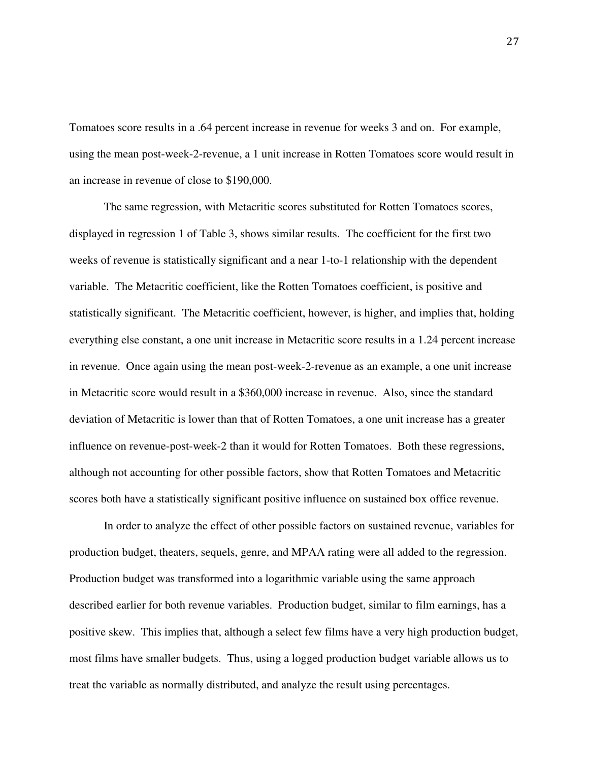Tomatoes score results in a .64 percent increase in revenue for weeks 3 and on. For example, using the mean post-week-2-revenue, a 1 unit increase in Rotten Tomatoes score would result in an increase in revenue of close to $190,000.

The same regression, with Metacritic scores substituted for Rotten Tomatoes scores, displayed in regression 1 of Table 3, shows similar results. The coefficient for the first two weeks of revenue is statistically significant and a near 1-to-1 relationship with the dependent variable. The Metacritic coefficient, like the Rotten Tomatoes coefficient, is positive and statistically significant. The Metacritic coefficient, however, is higher, and implies that, holding everything else constant, a one unit increase in Metacritic score results in a 1.24 percent increase in revenue. Once again using the mean post-week-2-revenue as an example, a one unit increase in Metacritic score would result in a $360,000 increase in revenue. Also, since the standard deviation of Metacritic is lower than that of Rotten Tomatoes, a one unit increase has a greater influence on revenue-post-week-2 than it would for Rotten Tomatoes. Both these regressions, although not accounting for other possible factors, show that Rotten Tomatoes and Metacritic scores both have a statistically significant positive influence on sustained box office revenue.

In order to analyze the effect of other possible factors on sustained revenue, variables for production budget, theaters, sequels, genre, and MPAA rating were all added to the regression. Production budget was transformed into a logarithmic variable using the same approach described earlier for both revenue variables. Production budget, similar to film earnings, has a positive skew. This implies that, although a select few films have a very high production budget, most films have smaller budgets. Thus, using a logged production budget variable allows us to treat the variable as normally distributed, and analyze the result using percentages.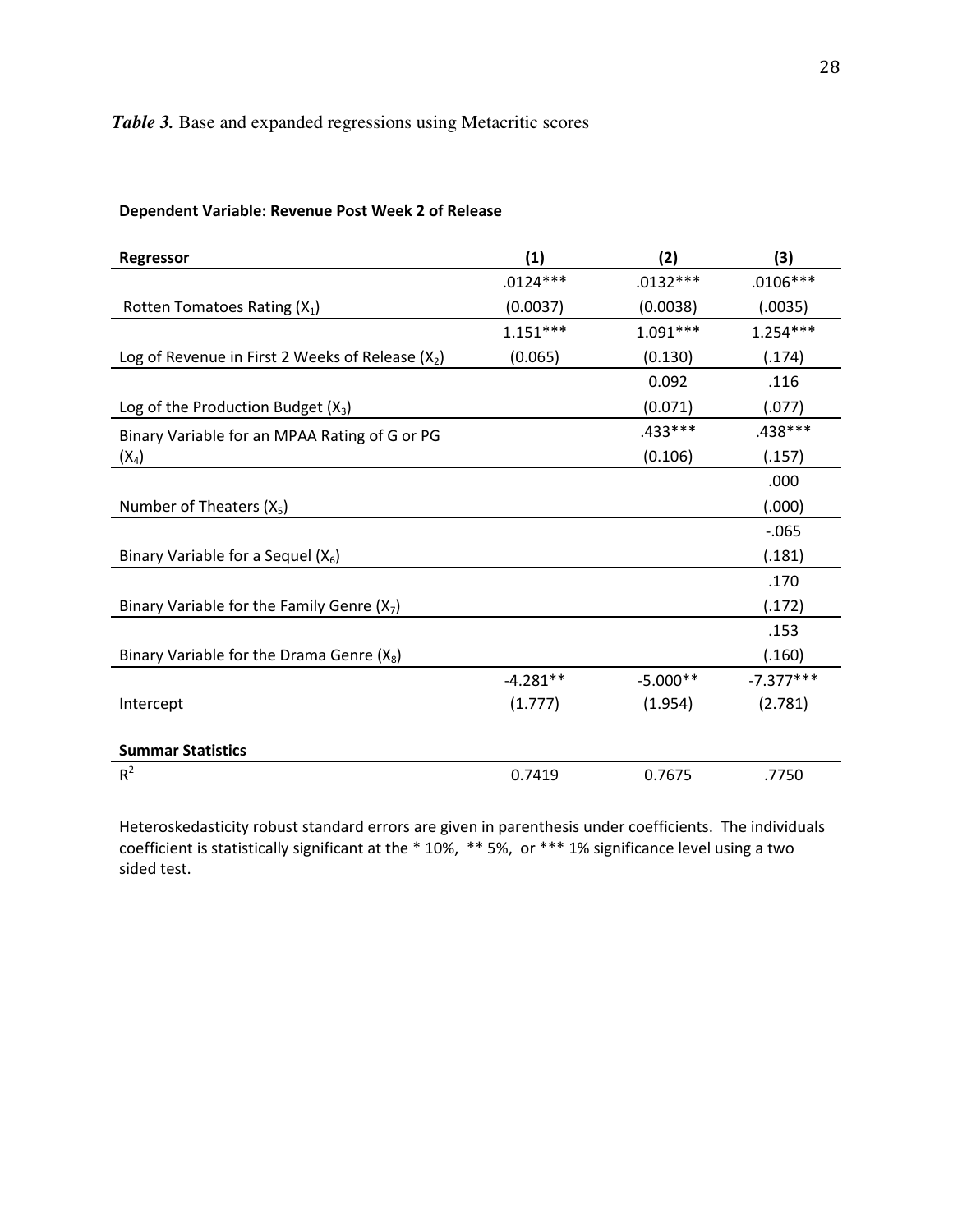*Table 3.* Base and expanded regressions using Metacritic scores

**Dependent Variable: Revenue Post Week 2 of Release**

| Regressor | (1) | (2) | (3) |
|---|---|---|---|
| Rotten Tomatoes Rating ($X_1$) | .0124*** (0.0037) | .0132*** (0.0038) | .0106*** (.0035) |
| Log of Revenue in First 2 Weeks of Release ($X_2$) | 1.151*** (0.065) | 1.091*** (0.130) | 1.254*** (.174) |
| Log of the Production Budget ($X_3$) | | 0.092 (0.071) | .116 (.077) |
| Binary Variable for an MPAA Rating of G or PG ($X_4$) | | .433*** (0.106) | .438*** (.157) |
| Number of Theaters ($X_5$) | | | .000 (.000) |
| Binary Variable for a Sequel ($X_6$) | | | -.065 (.181) |
| Binary Variable for the Family Genre ($X_7$) | | | .170 (.172) |
| Binary Variable for the Drama Genre ($X_8$) | | | .153 (.160) |
| Intercept | -4.281** (1.777) | -5.000** (1.954) | -7.377*** (2.781) |
| **Summar Statistics** | | | |
| $R^2$ | 0.7419 | 0.7675 | .7750 |

Heteroskedasticity robust standard errors are given in parenthesis under coefficients. The individuals coefficient is statistically significant at the * 10%, ** 5%, or *** 1% significance level using a two sided test.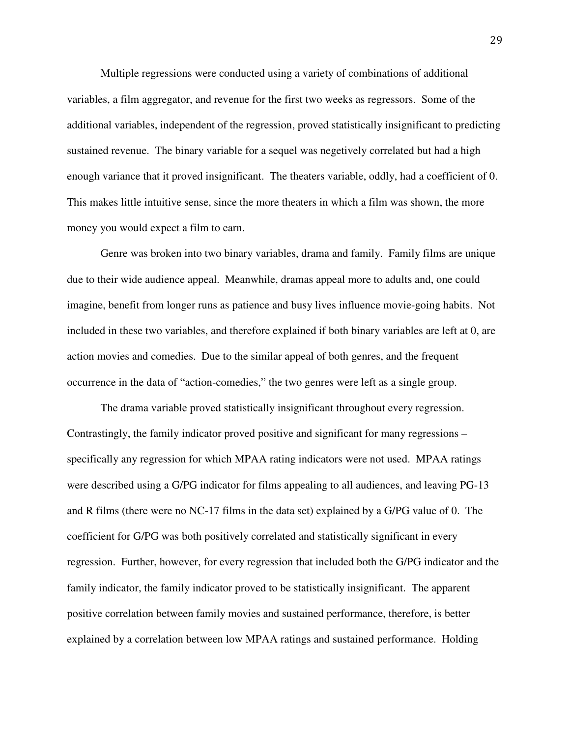Multiple regressions were conducted using a variety of combinations of additional variables, a film aggregator, and revenue for the first two weeks as regressors. Some of the additional variables, independent of the regression, proved statistically insignificant to predicting sustained revenue. The binary variable for a sequel was negetively correlated but had a high enough variance that it proved insignificant. The theaters variable, oddly, had a coefficient of 0. This makes little intuitive sense, since the more theaters in which a film was shown, the more money you would expect a film to earn.

Genre was broken into two binary variables, drama and family. Family films are unique due to their wide audience appeal. Meanwhile, dramas appeal more to adults and, one could imagine, benefit from longer runs as patience and busy lives influence movie-going habits. Not included in these two variables, and therefore explained if both binary variables are left at 0, are action movies and comedies. Due to the similar appeal of both genres, and the frequent occurrence in the data of "action-comedies," the two genres were left as a single group.

The drama variable proved statistically insignificant throughout every regression. Contrastingly, the family indicator proved positive and significant for many regressions – specifically any regression for which MPAA rating indicators were not used. MPAA ratings were described using a G/PG indicator for films appealing to all audiences, and leaving PG-13 and R films (there were no NC-17 films in the data set) explained by a G/PG value of 0. The coefficient for G/PG was both positively correlated and statistically significant in every regression. Further, however, for every regression that included both the G/PG indicator and the family indicator, the family indicator proved to be statistically insignificant. The apparent positive correlation between family movies and sustained performance, therefore, is better explained by a correlation between low MPAA ratings and sustained performance. Holding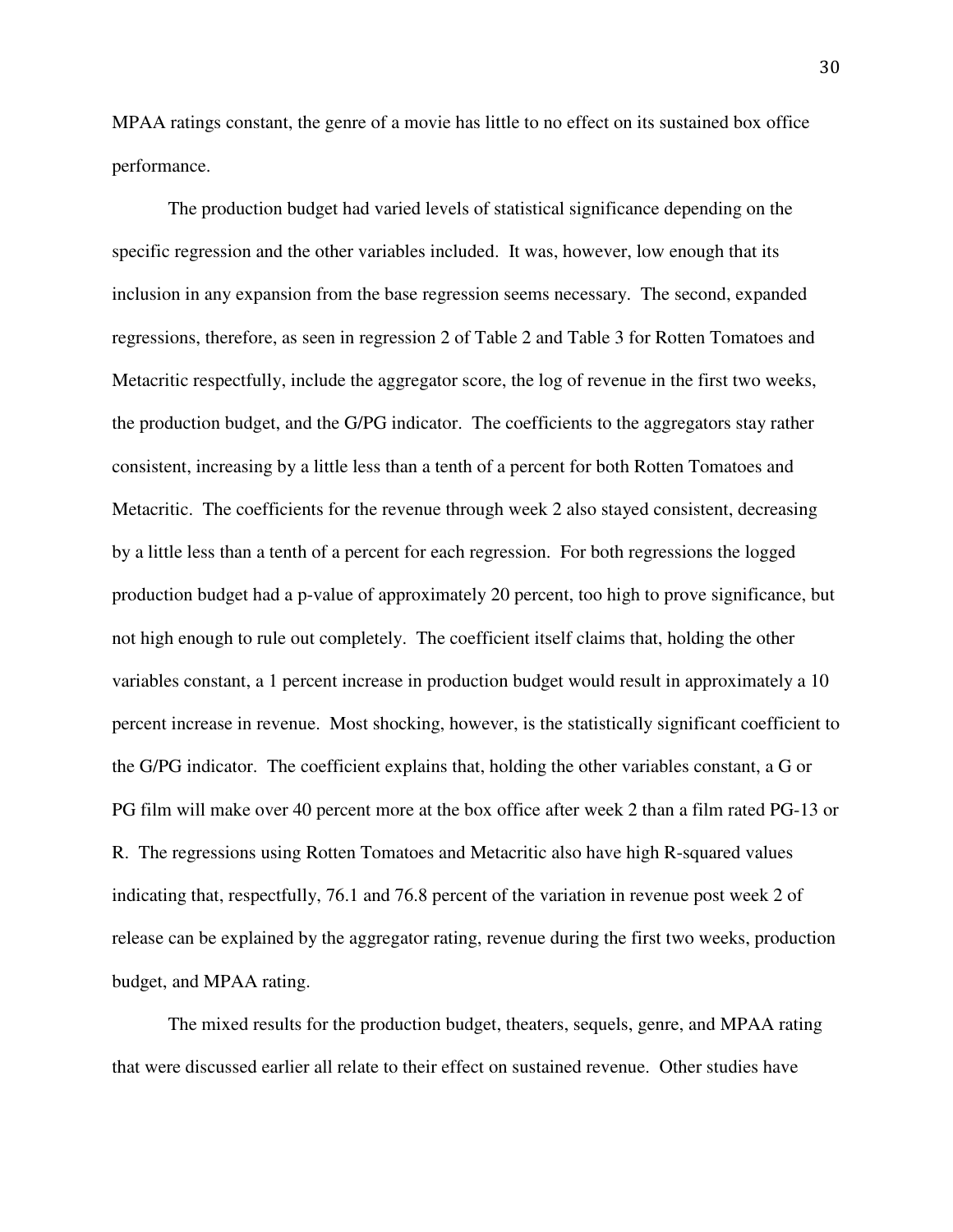MPAA ratings constant, the genre of a movie has little to no effect on its sustained box office performance.

The production budget had varied levels of statistical significance depending on the specific regression and the other variables included. It was, however, low enough that its inclusion in any expansion from the base regression seems necessary. The second, expanded regressions, therefore, as seen in regression 2 of Table 2 and Table 3 for Rotten Tomatoes and Metacritic respectfully, include the aggregator score, the log of revenue in the first two weeks, the production budget, and the G/PG indicator. The coefficients to the aggregators stay rather consistent, increasing by a little less than a tenth of a percent for both Rotten Tomatoes and Metacritic. The coefficients for the revenue through week 2 also stayed consistent, decreasing by a little less than a tenth of a percent for each regression. For both regressions the logged production budget had a p-value of approximately 20 percent, too high to prove significance, but not high enough to rule out completely. The coefficient itself claims that, holding the other variables constant, a 1 percent increase in production budget would result in approximately a 10 percent increase in revenue. Most shocking, however, is the statistically significant coefficient to the G/PG indicator. The coefficient explains that, holding the other variables constant, a G or PG film will make over 40 percent more at the box office after week 2 than a film rated PG-13 or R. The regressions using Rotten Tomatoes and Metacritic also have high R-squared values indicating that, respectfully, 76.1 and 76.8 percent of the variation in revenue post week 2 of release can be explained by the aggregator rating, revenue during the first two weeks, production budget, and MPAA rating.

The mixed results for the production budget, theaters, sequels, genre, and MPAA rating that were discussed earlier all relate to their effect on sustained revenue. Other studies have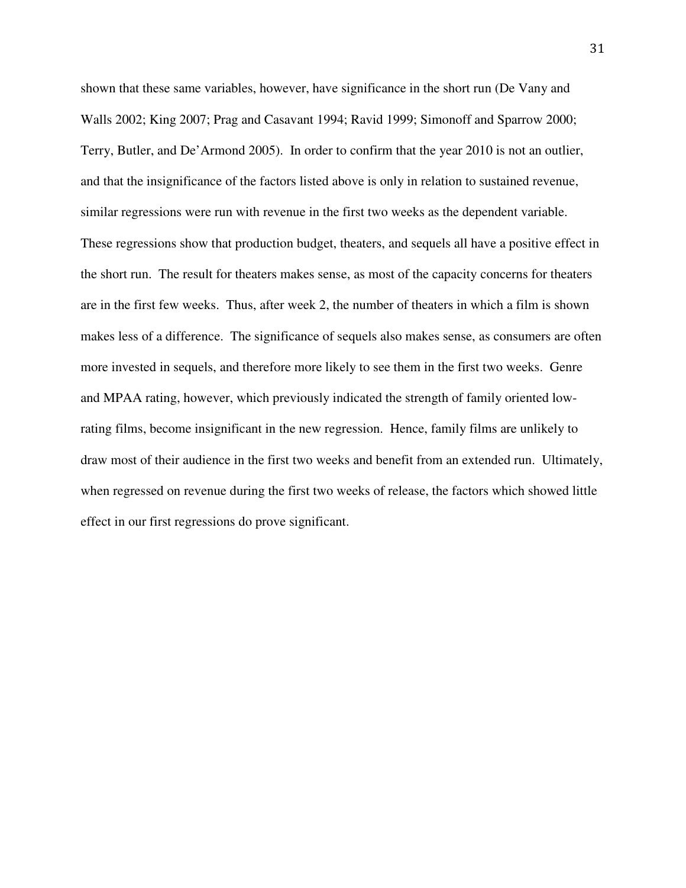shown that these same variables, however, have significance in the short run (De Vany and Walls 2002; King 2007; Prag and Casavant 1994; Ravid 1999; Simonoff and Sparrow 2000; Terry, Butler, and De'Armond 2005). In order to confirm that the year 2010 is not an outlier, and that the insignificance of the factors listed above is only in relation to sustained revenue, similar regressions were run with revenue in the first two weeks as the dependent variable. These regressions show that production budget, theaters, and sequels all have a positive effect in the short run. The result for theaters makes sense, as most of the capacity concerns for theaters are in the first few weeks. Thus, after week 2, the number of theaters in which a film is shown makes less of a difference. The significance of sequels also makes sense, as consumers are often more invested in sequels, and therefore more likely to see them in the first two weeks. Genre and MPAA rating, however, which previously indicated the strength of family oriented low-rating films, become insignificant in the new regression. Hence, family films are unlikely to draw most of their audience in the first two weeks and benefit from an extended run. Ultimately, when regressed on revenue during the first two weeks of release, the factors which showed little effect in our first regressions do prove significant.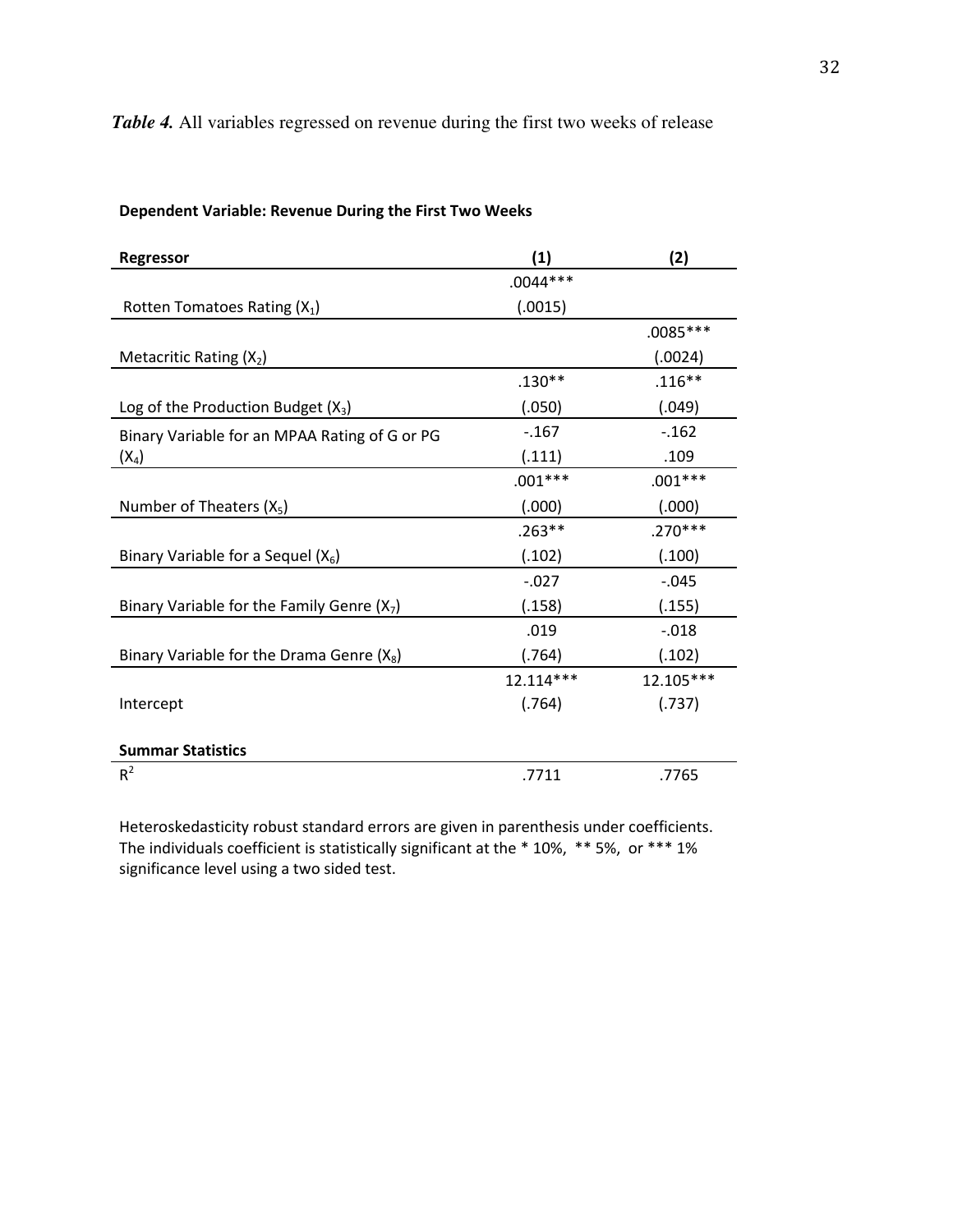***Table 4.*** All variables regressed on revenue during the first two weeks of release

**Dependent Variable: Revenue During the First Two Weeks**

| **Regressor** | **(1)** | **(2)** |
|---|---|---|
| Rotten Tomatoes Rating ($X_1$) | .0044*** (.0015) | |
| Metacritic Rating ($X_2$) | | .0085*** (.0024) |
| Log of the Production Budget ($X_3$) | .130** (.050) | .116** (.049) |
| Binary Variable for an MPAA Rating of G or PG ($X_4$) | -.167 (.111) | -.162 .109 |
| Number of Theaters ($X_5$) | .001*** (.000) | .001*** (.000) |
| Binary Variable for a Sequel ($X_6$) | .263** (.102) | .270*** (.100) |
| Binary Variable for the Family Genre ($X_7$) | -.027 (.158) | -.045 (.155) |
| Binary Variable for the Drama Genre ($X_8$) | .019 (.764) | -.018 (.102) |
| Intercept | 12.114*** (.764) | 12.105*** (.737) |
| **Summar Statistics** | | |
| $R^2$ | .7711 | .7765 |

Heteroskedasticity robust standard errors are given in parenthesis under coefficients. The individuals coefficient is statistically significant at the * 10%, ** 5%, or *** 1% significance level using a two sided test.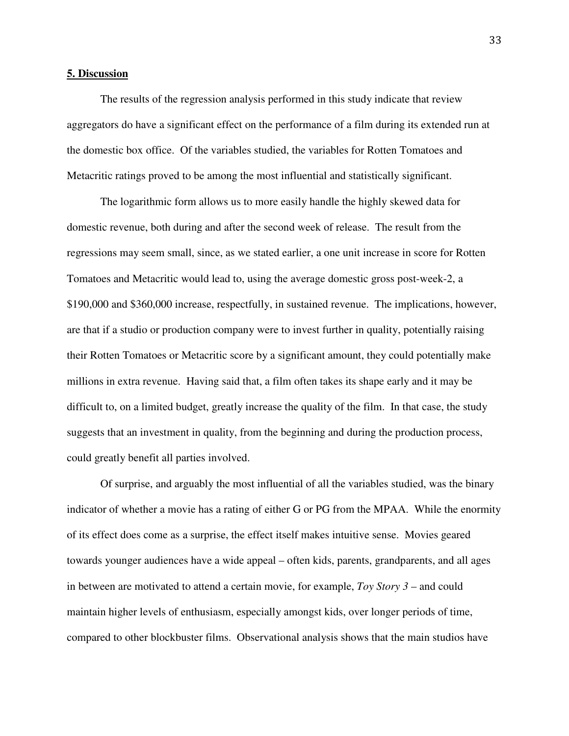## 5. Discussion

The results of the regression analysis performed in this study indicate that review aggregators do have a significant effect on the performance of a film during its extended run at the domestic box office. Of the variables studied, the variables for Rotten Tomatoes and Metacritic ratings proved to be among the most influential and statistically significant.

The logarithmic form allows us to more easily handle the highly skewed data for domestic revenue, both during and after the second week of release. The result from the regressions may seem small, since, as we stated earlier, a one unit increase in score for Rotten Tomatoes and Metacritic would lead to, using the average domestic gross post-week-2, a \$190,000 and \$360,000 increase, respectfully, in sustained revenue. The implications, however, are that if a studio or production company were to invest further in quality, potentially raising their Rotten Tomatoes or Metacritic score by a significant amount, they could potentially make millions in extra revenue. Having said that, a film often takes its shape early and it may be difficult to, on a limited budget, greatly increase the quality of the film. In that case, the study suggests that an investment in quality, from the beginning and during the production process, could greatly benefit all parties involved.

Of surprise, and arguably the most influential of all the variables studied, was the binary indicator of whether a movie has a rating of either G or PG from the MPAA. While the enormity of its effect does come as a surprise, the effect itself makes intuitive sense. Movies geared towards younger audiences have a wide appeal – often kids, parents, grandparents, and all ages in between are motivated to attend a certain movie, for example, *Toy Story 3* – and could maintain higher levels of enthusiasm, especially amongst kids, over longer periods of time, compared to other blockbuster films. Observational analysis shows that the main studios have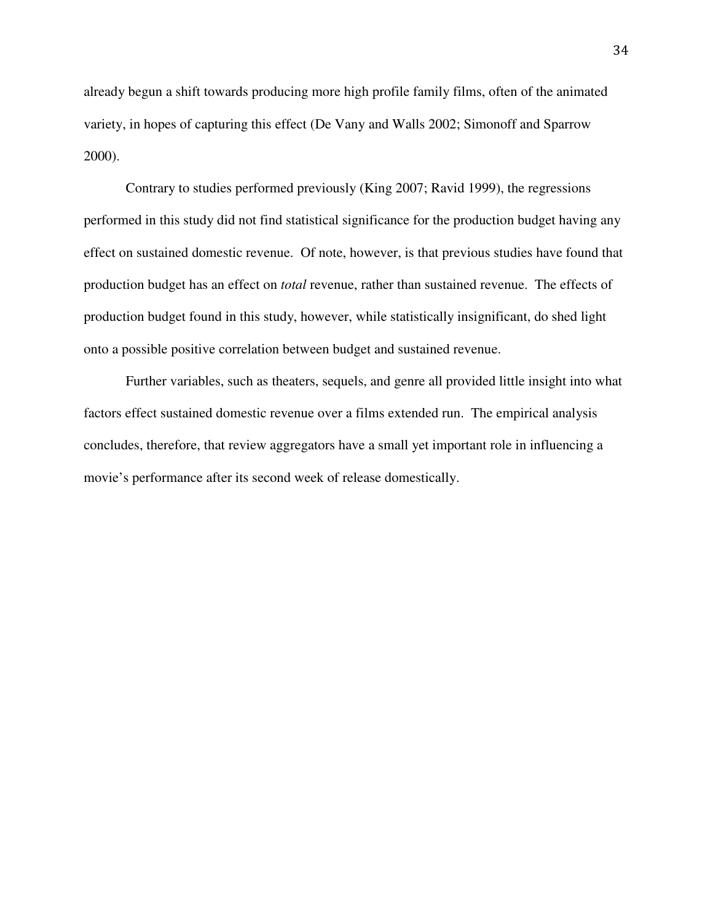already begun a shift towards producing more high profile family films, often of the animated variety, in hopes of capturing this effect (De Vany and Walls 2002; Simonoff and Sparrow 2000).

Contrary to studies performed previously (King 2007; Ravid 1999), the regressions performed in this study did not find statistical significance for the production budget having any effect on sustained domestic revenue. Of note, however, is that previous studies have found that production budget has an effect on *total* revenue, rather than sustained revenue. The effects of production budget found in this study, however, while statistically insignificant, do shed light onto a possible positive correlation between budget and sustained revenue.

Further variables, such as theaters, sequels, and genre all provided little insight into what factors effect sustained domestic revenue over a films extended run. The empirical analysis concludes, therefore, that review aggregators have a small yet important role in influencing a movie's performance after its second week of release domestically.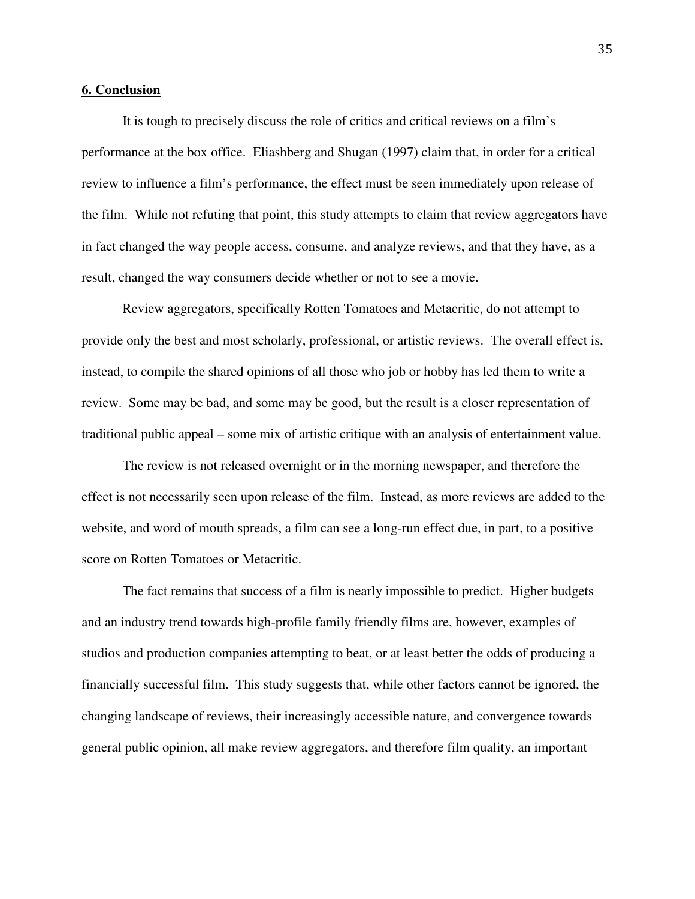## 6. Conclusion

It is tough to precisely discuss the role of critics and critical reviews on a film's performance at the box office. Eliashberg and Shugan (1997) claim that, in order for a critical review to influence a film's performance, the effect must be seen immediately upon release of the film. While not refuting that point, this study attempts to claim that review aggregators have in fact changed the way people access, consume, and analyze reviews, and that they have, as a result, changed the way consumers decide whether or not to see a movie.

Review aggregators, specifically Rotten Tomatoes and Metacritic, do not attempt to provide only the best and most scholarly, professional, or artistic reviews. The overall effect is, instead, to compile the shared opinions of all those who job or hobby has led them to write a review. Some may be bad, and some may be good, but the result is a closer representation of traditional public appeal – some mix of artistic critique with an analysis of entertainment value.

The review is not released overnight or in the morning newspaper, and therefore the effect is not necessarily seen upon release of the film. Instead, as more reviews are added to the website, and word of mouth spreads, a film can see a long-run effect due, in part, to a positive score on Rotten Tomatoes or Metacritic.

The fact remains that success of a film is nearly impossible to predict. Higher budgets and an industry trend towards high-profile family friendly films are, however, examples of studios and production companies attempting to beat, or at least better the odds of producing a financially successful film. This study suggests that, while other factors cannot be ignored, the changing landscape of reviews, their increasingly accessible nature, and convergence towards general public opinion, all make review aggregators, and therefore film quality, an important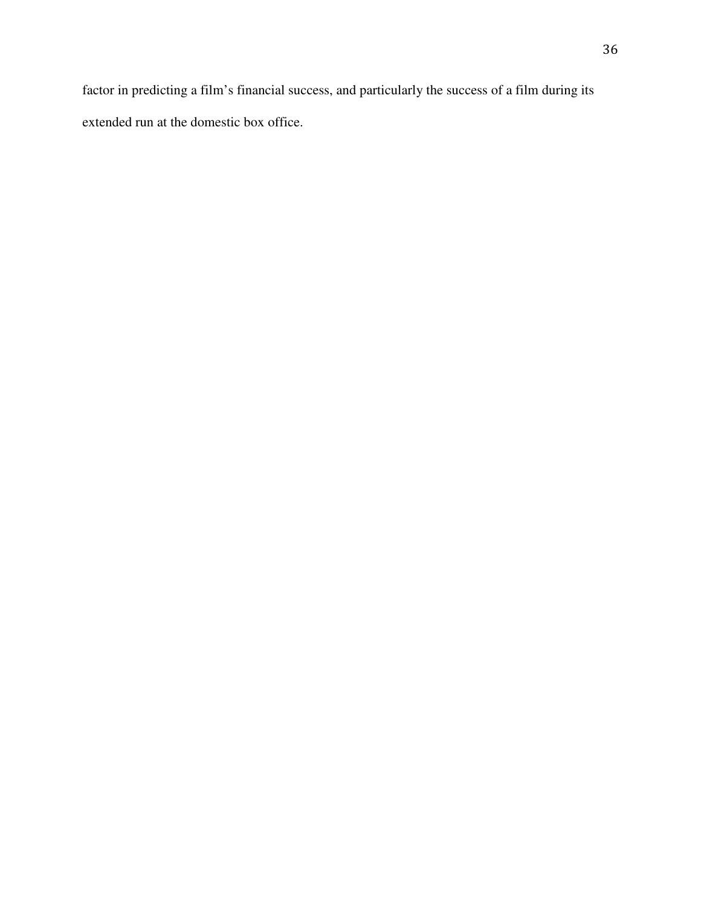factor in predicting a film's financial success, and particularly the success of a film during its extended run at the domestic box office.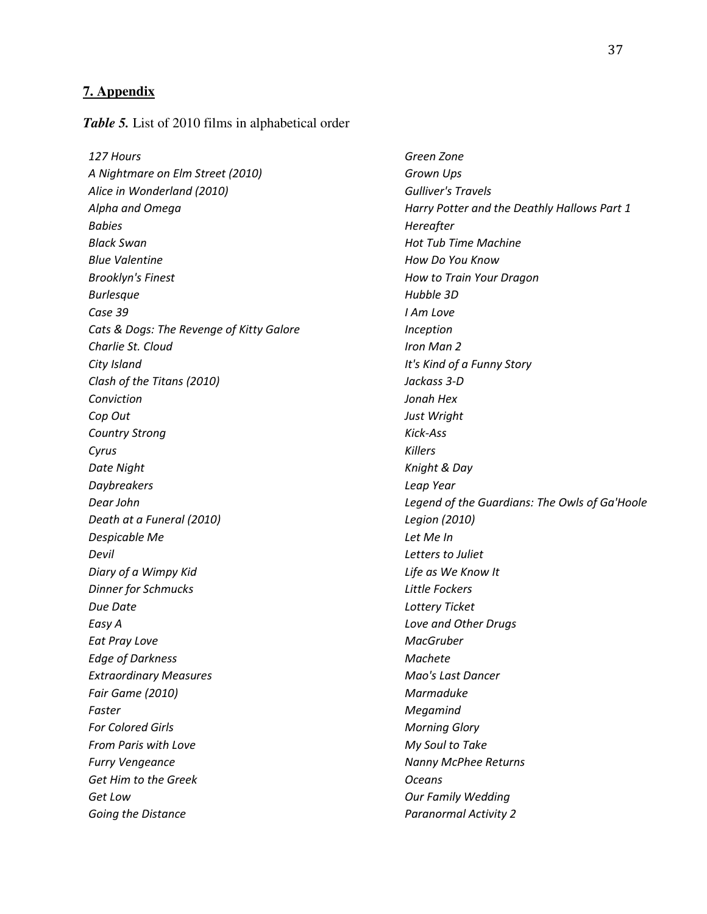## 7. Appendix

***Table 5.*** List of 2010 films in alphabetical order

*127 Hours*
*A Nightmare on Elm Street (2010)*
*Alice in Wonderland (2010)*
*Alpha and Omega*
*Babies*
*Black Swan*
*Blue Valentine*
*Brooklyn's Finest*
*Burlesque*
*Case 39*
*Cats & Dogs: The Revenge of Kitty Galore*
*Charlie St. Cloud*
*City Island*
*Clash of the Titans (2010)*
*Conviction*
*Cop Out*
*Country Strong*
*Cyrus*
*Date Night*
*Daybreakers*
*Dear John*
*Death at a Funeral (2010)*
*Despicable Me*
*Devil*
*Diary of a Wimpy Kid*
*Dinner for Schmucks*
*Due Date*
*Easy A*
*Eat Pray Love*
*Edge of Darkness*
*Extraordinary Measures*
*Fair Game (2010)*
*Faster*
*For Colored Girls*
*From Paris with Love*
*Furry Vengeance*
*Get Him to the Greek*
*Get Low*
*Going the Distance*
*Green Zone*
*Grown Ups*
*Gulliver's Travels*
*Harry Potter and the Deathly Hallows Part 1*
*Hereafter*
*Hot Tub Time Machine*
*How Do You Know*
*How to Train Your Dragon*
*Hubble 3D*
*I Am Love*
*Inception*
*Iron Man 2*
*It's Kind of a Funny Story*
*Jackass 3-D*
*Jonah Hex*
*Just Wright*
*Kick-Ass*
*Killers*
*Knight & Day*
*Leap Year*
*Legend of the Guardians: The Owls of Ga'Hoole*
*Legion (2010)*
*Let Me In*
*Letters to Juliet*
*Life as We Know It*
*Little Fockers*
*Lottery Ticket*
*Love and Other Drugs*
*MacGruber*
*Machete*
*Mao's Last Dancer*
*Marmaduke*
*Megamind*
*Morning Glory*
*My Soul to Take*
*Nanny McPhee Returns*
*Oceans*
*Our Family Wedding*
*Paranormal Activity 2*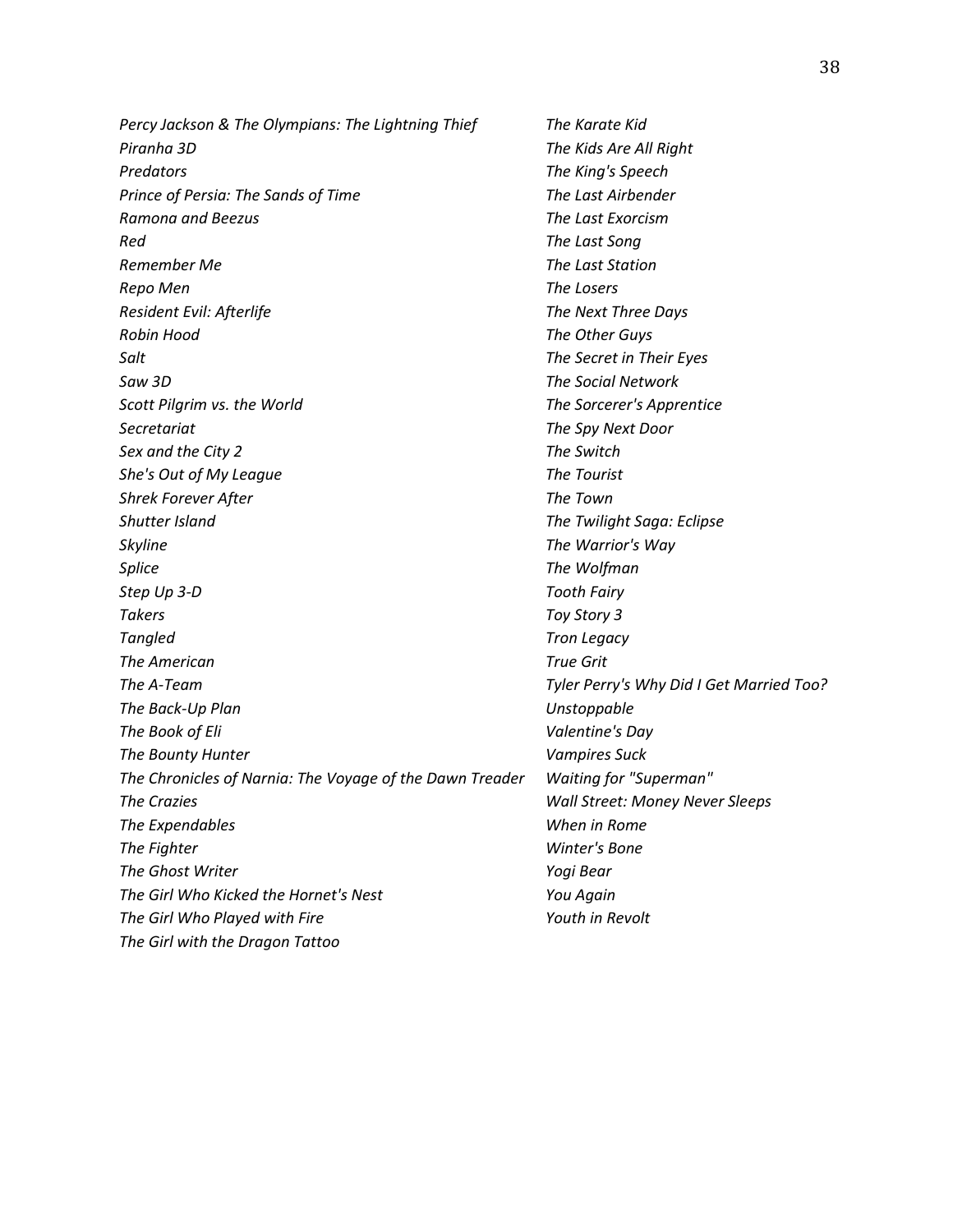*Percy Jackson & The Olympians: The Lightning Thief*
*Piranha 3D*
*Predators*
*Prince of Persia: The Sands of Time*
*Ramona and Beezus*
*Red*
*Remember Me*
*Repo Men*
*Resident Evil: Afterlife*
*Robin Hood*
*Salt*
*Saw 3D*
*Scott Pilgrim vs. the World*
*Secretariat*
*Sex and the City 2*
*She's Out of My League*
*Shrek Forever After*
*Shutter Island*
*Skyline*
*Splice*
*Step Up 3-D*
*Takers*
*Tangled*
*The American*
*The A-Team*
*The Back-Up Plan*
*The Book of Eli*
*The Bounty Hunter*
*The Chronicles of Narnia: The Voyage of the Dawn Treader*
*The Crazies*
*The Expendables*
*The Fighter*
*The Ghost Writer*
*The Girl Who Kicked the Hornet's Nest*
*The Girl Who Played with Fire*
*The Girl with the Dragon Tattoo*
*The Karate Kid*
*The Kids Are All Right*
*The King's Speech*
*The Last Airbender*
*The Last Exorcism*
*The Last Song*
*The Last Station*
*The Losers*
*The Next Three Days*
*The Other Guys*
*The Secret in Their Eyes*
*The Social Network*
*The Sorcerer's Apprentice*
*The Spy Next Door*
*The Switch*
*The Tourist*
*The Town*
*The Twilight Saga: Eclipse*
*The Warrior's Way*
*The Wolfman*
*Tooth Fairy*
*Toy Story 3*
*Tron Legacy*
*True Grit*
*Tyler Perry's Why Did I Get Married Too?*
*Unstoppable*
*Valentine's Day*
*Vampires Suck*
*Waiting for "Superman"*
*Wall Street: Money Never Sleeps*
*When in Rome*
*Winter's Bone*
*Yogi Bear*
*You Again*
*Youth in Revolt*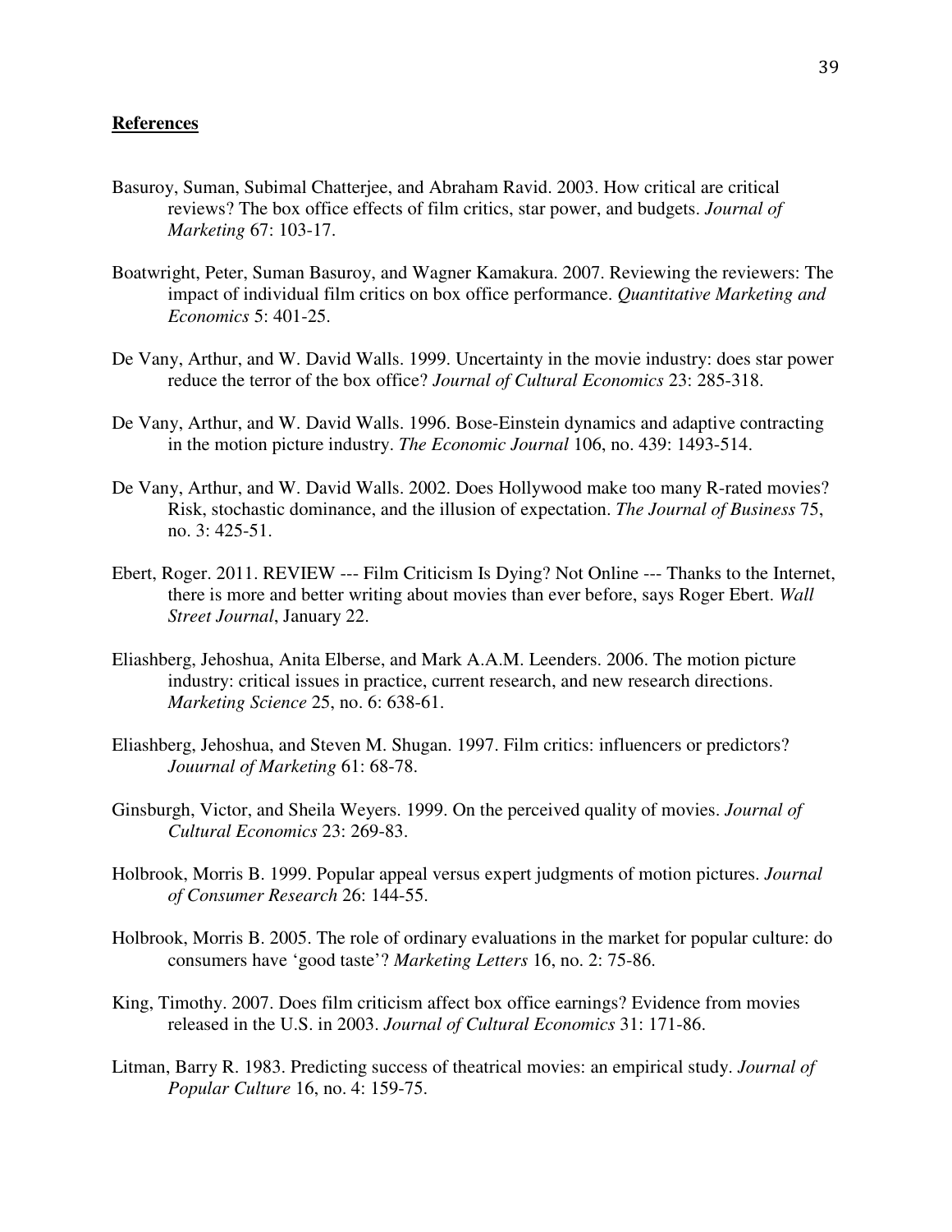## References

Basuroy, Suman, Subimal Chatterjee, and Abraham Ravid. 2003. How critical are critical reviews? The box office effects of film critics, star power, and budgets. *Journal of Marketing* 67: 103-17.

Boatwright, Peter, Suman Basuroy, and Wagner Kamakura. 2007. Reviewing the reviewers: The impact of individual film critics on box office performance. *Quantitative Marketing and Economics* 5: 401-25.

De Vany, Arthur, and W. David Walls. 1999. Uncertainty in the movie industry: does star power reduce the terror of the box office? *Journal of Cultural Economics* 23: 285-318.

De Vany, Arthur, and W. David Walls. 1996. Bose-Einstein dynamics and adaptive contracting in the motion picture industry. *The Economic Journal* 106, no. 439: 1493-514.

De Vany, Arthur, and W. David Walls. 2002. Does Hollywood make too many R-rated movies? Risk, stochastic dominance, and the illusion of expectation. *The Journal of Business* 75, no. 3: 425-51.

Ebert, Roger. 2011. REVIEW --- Film Criticism Is Dying? Not Online --- Thanks to the Internet, there is more and better writing about movies than ever before, says Roger Ebert. *Wall Street Journal*, January 22.

Eliashberg, Jehoshua, Anita Elberse, and Mark A.A.M. Leenders. 2006. The motion picture industry: critical issues in practice, current research, and new research directions. *Marketing Science* 25, no. 6: 638-61.

Eliashberg, Jehoshua, and Steven M. Shugan. 1997. Film critics: influencers or predictors? *Jouurnal of Marketing* 61: 68-78.

Ginsburgh, Victor, and Sheila Weyers. 1999. On the perceived quality of movies. *Journal of Cultural Economics* 23: 269-83.

Holbrook, Morris B. 1999. Popular appeal versus expert judgments of motion pictures. *Journal of Consumer Research* 26: 144-55.

Holbrook, Morris B. 2005. The role of ordinary evaluations in the market for popular culture: do consumers have 'good taste'? *Marketing Letters* 16, no. 2: 75-86.

King, Timothy. 2007. Does film criticism affect box office earnings? Evidence from movies released in the U.S. in 2003. *Journal of Cultural Economics* 31: 171-86.

Litman, Barry R. 1983. Predicting success of theatrical movies: an empirical study. *Journal of Popular Culture* 16, no. 4: 159-75.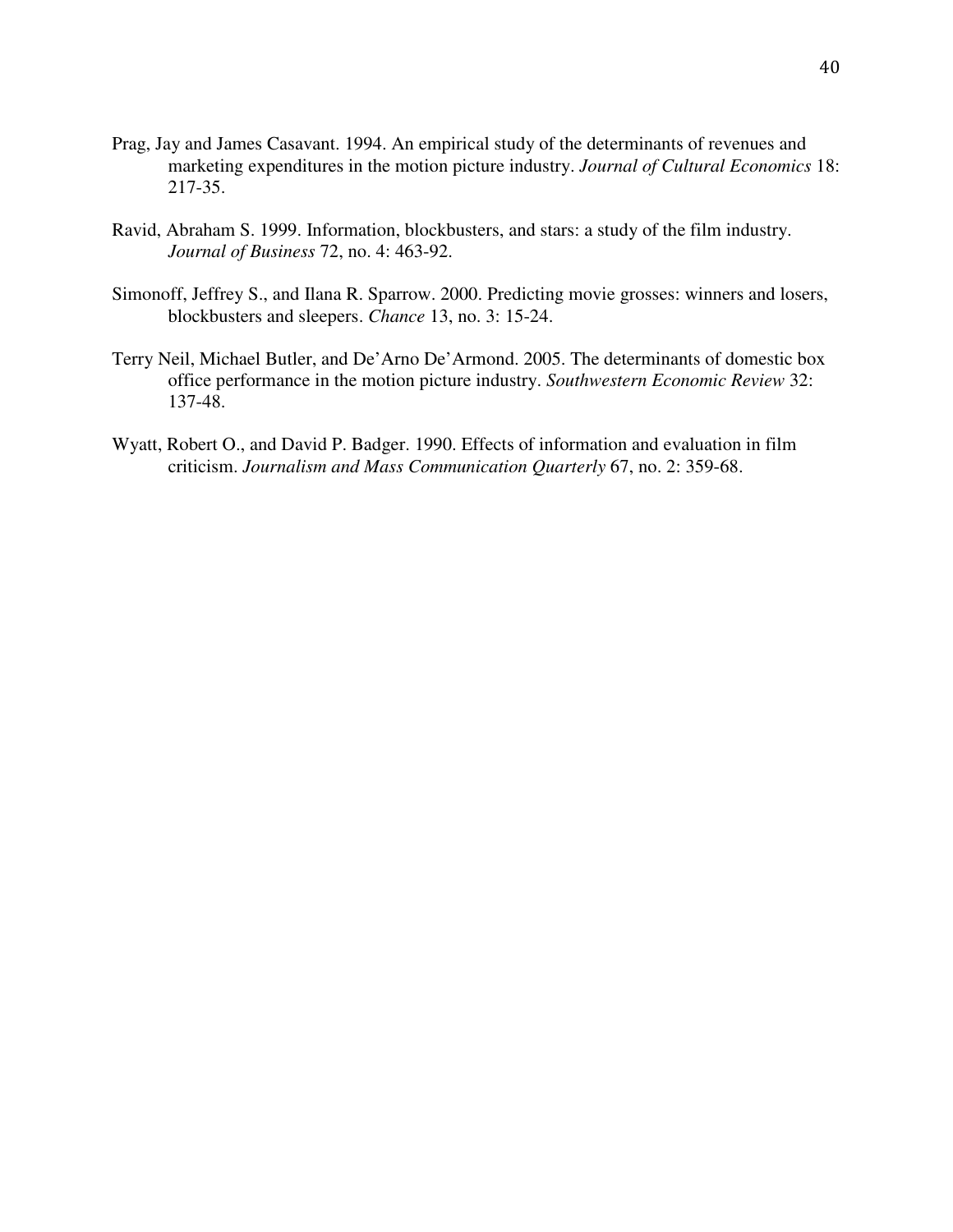Prag, Jay and James Casavant. 1994. An empirical study of the determinants of revenues and marketing expenditures in the motion picture industry. *Journal of Cultural Economics* 18: 217-35.

Ravid, Abraham S. 1999. Information, blockbusters, and stars: a study of the film industry. *Journal of Business* 72, no. 4: 463-92.

Simonoff, Jeffrey S., and Ilana R. Sparrow. 2000. Predicting movie grosses: winners and losers, blockbusters and sleepers. *Chance* 13, no. 3: 15-24.

Terry Neil, Michael Butler, and De'Arno De'Armond. 2005. The determinants of domestic box office performance in the motion picture industry. *Southwestern Economic Review* 32: 137-48.

Wyatt, Robert O., and David P. Badger. 1990. Effects of information and evaluation in film criticism. *Journalism and Mass Communication Quarterly* 67, no. 2: 359-68.